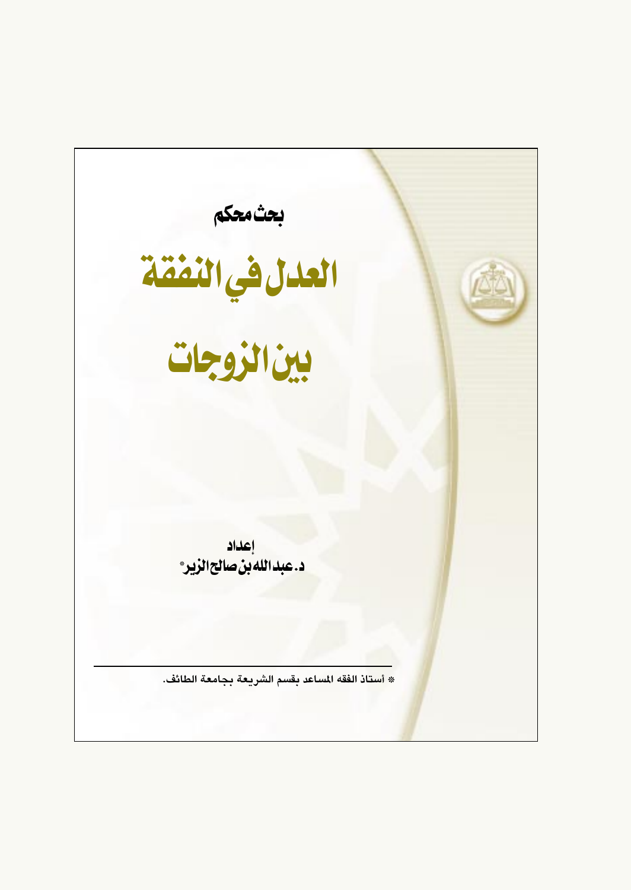بحث محكم

# العدل في النفقة بين الزوجات

إعداد

د. عبدالله بن صالح الزير*

---

* أستاذ الفقه المساعد بقسم الشريعة بجامعة الطائف.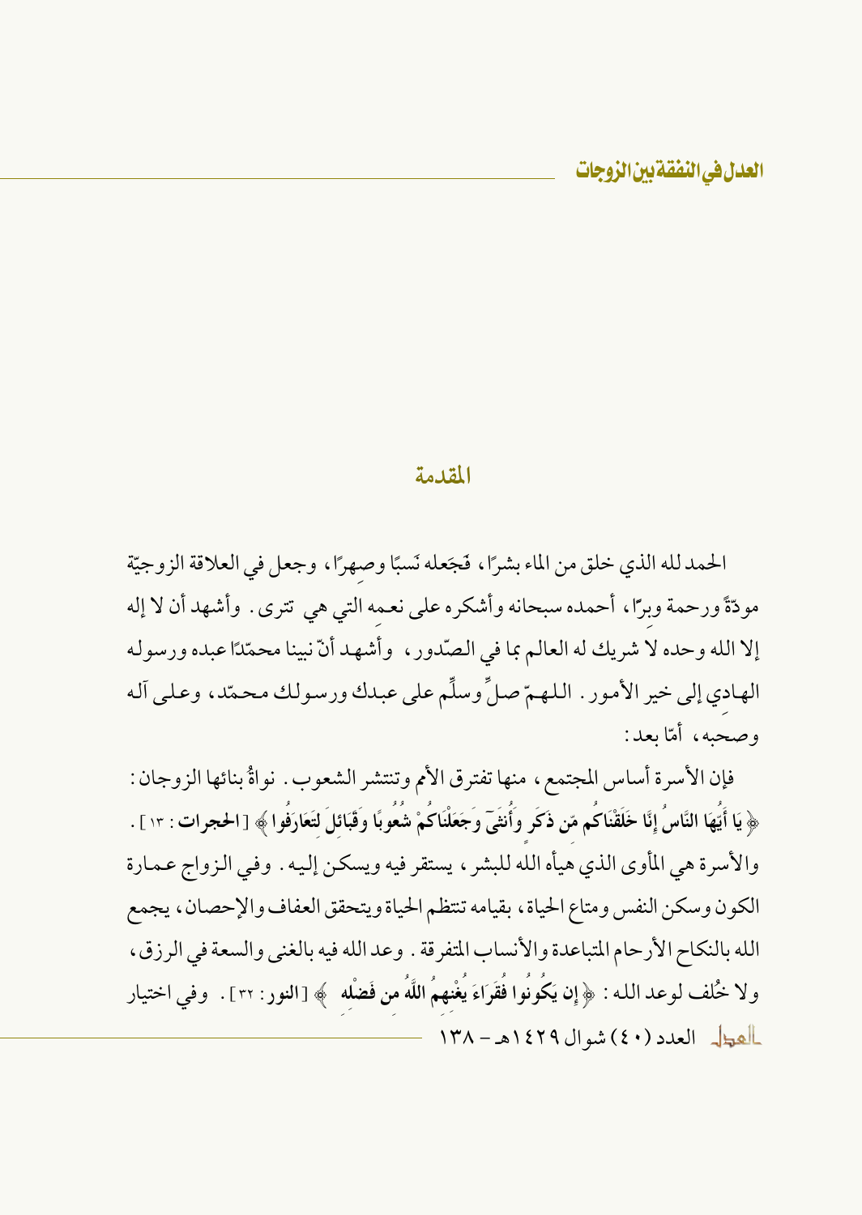## المقدمة

الحمد لله الذي خلق من الماء بشرًا، فجَعله نَسبًا وصهرًا، وجعل في العلاقة الزوجيّة مودّةً ورحمة وبِرًا، أحمده سبحانه وأشكره على نعمه التي هي تترى. وأشهد أن لا إله إلا الله وحده لا شريك له العالم بما في الصّدور، وأشهد أنّ نبينا محمّدًا عبده ورسوله الهادي إلى خير الأمور. اللهمّ صلِّ وسلِّم على عبدك ورسولك محمّد، وعلى آله وصحبه، أمّا بعد:

فإن الأسرة أساس المجتمع، منها تفترق الأمم وتنتشر الشعوب. نواةُ بنائها الزوجان: ﴿ يَا أَيُّهَا النَّاسُ إِنَّا خَلَقْنَاكُم مِّن ذَكَرٍ وَأُنثَىٰ وَجَعَلْنَاكُمْ شُعُوبًا وَقَبَائِلَ لِتَعَارَفُوا ﴾ [**الحجرات**: ١٣]. والأسرة هي المأوى الذي هيأه الله للبشر، يستقر فيه ويسكن إليه. وفي الزواج عمارة الكون وسكن النفس ومتاع الحياة، بقيامه تنتظم الحياة ويتحقق العفاف والإحصان، يجمع الله بالنكاح الأرحام المتباعدة والأنساب المتفرقة. وعد الله فيه بالغنى والسعة في الرزق، ولا خُلف لوعد الله: ﴿ إِن يَكُونُوا فُقَرَاءَ يُغْنِهِمُ اللَّهُ مِن فَضْلِهِ ﴾ [**النور**: ٣٢]. وفي اختيار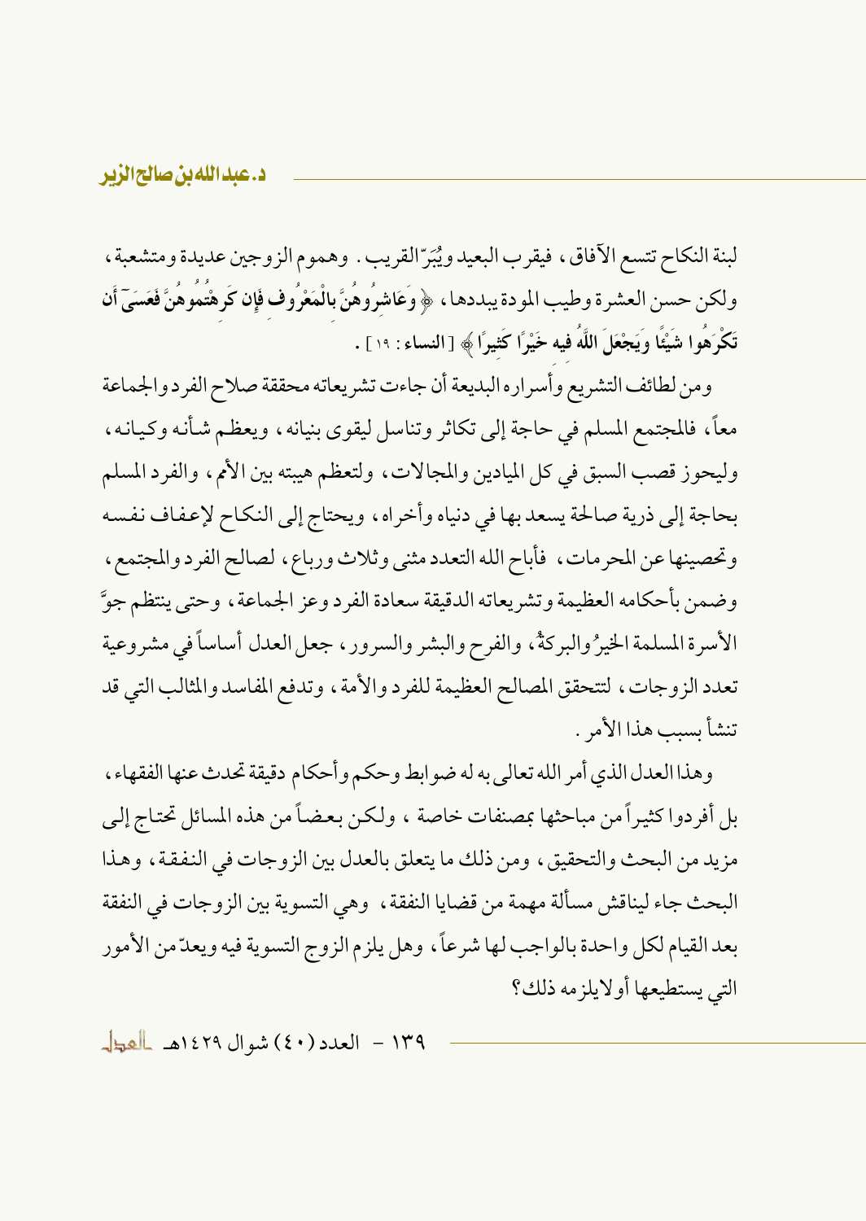لبنة النكاح تتسع الآفاق، فيقرب البعيد ويُبَرّ القريب. وهموم الزوجين عديدة ومتشعبة، ولكن حسن العشرة وطيب المودة يبددها، ﴿ وَعَاشِرُوهُنَّ بِالْمَعْرُوفِ فَإِن كَرِهْتُمُوهُنَّ فَعَسَىٰ أَن تَكْرَهُوا شَيْئًا وَيَجْعَلَ اللَّهُ فِيهِ خَيْرًا كَثِيرًا ﴾ [النساء: ١٩].

ومن لطائف التشريع وأسراره البديعة أن جاءت تشريعاته محققة صلاح الفرد والجماعة معاً، فالمجتمع المسلم في حاجة إلى تكاثر وتناسل ليقوى بنيانه، ويعظم شأنه وكيانه، وليحوز قصب السبق في كل الميادين والمجالات، ولتعظم هيبته بين الأمم، والفرد المسلم بحاجة إلى ذرية صالحة يسعد بها في دنياه وأخراه، ويحتاج إلى النكاح لإعفاف نفسه وتحصينها عن المحرمات، فأباح الله التعدد مثنى وثلاث ورباع، لصالح الفرد والمجتمع، وضمن بأحكامه العظيمة وتشريعاته الدقيقة سعادة الفرد وعز الجماعة، وحتى ينتظم جوَّ الأسرة المسلمة الخيرُ والبركةُ، والفرح والبشر والسرور، جعل العدل أساساً في مشروعية تعدد الزوجات، لتتحقق المصالح العظيمة للفرد والأمة، وتدفع المفاسد والمثالب التي قد تنشأ بسبب هذا الأمر.

وهذا العدل الذي أمر الله تعالى به له ضوابط وحكم وأحكام دقيقة تحدث عنها الفقهاء، بل أفردوا كثيراً من مباحثها بمصنفات خاصة، ولكن بعضاً من هذه المسائل تحتاج إلى مزيد من البحث والتحقيق، ومن ذلك ما يتعلق بالعدل بين الزوجات في النفقة، وهذا البحث جاء ليناقش مسألة مهمة من قضايا النفقة، وهي التسوية بين الزوجات في النفقة بعد القيام لكل واحدة بالواجب لها شرعاً، وهل يلزم الزوج التسوية فيه ويعدّ من الأمور التي يستطيعها أو لا يلزمه ذلك؟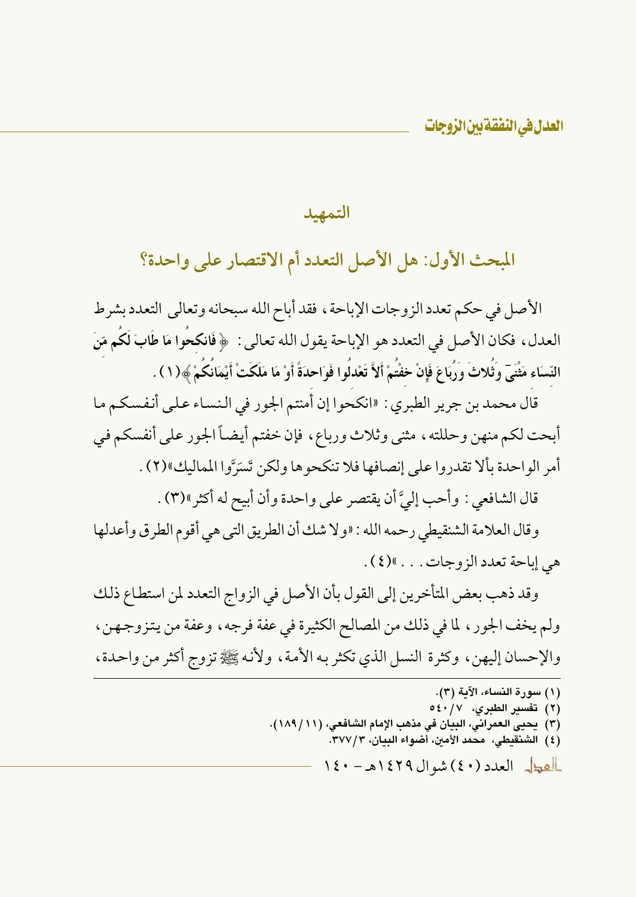## التمهيد

## المبحث الأول: هل الأصل التعدد أم الاقتصار على واحدة؟

الأصل في حكم تعدد الزوجات الإباحة، فقد أباح الله سبحانه وتعالى التعدد بشرط العدل، فكان الأصل في التعدد هو الإباحة يقول الله تعالى: ﴿ **فَانكِحُوا مَا طَابَ لَكُم مِّنَ النِّسَاءِ مَثْنَىٰ وَثُلَاثَ وَرُبَاعَ فَإِنْ خِفْتُمْ أَلَّا تَعْدِلُوا فَوَاحِدَةً أَوْ مَا مَلَكَتْ أَيْمَانُكُمْ** ﴾(١).

قال محمد بن جرير الطبري: «انكحوا إن أمنتم الجور في النساء على أنفسكم ما أبحت لكم منهن وحللته، مثنى وثلاث ورباع، فإن خفتم أيضاً الجور على أنفسكم في أمر الواحدة بألا تقدروا على إنصافها فلا تنكحوها ولكن تَسَرَّوا المماليك»(٢).

قال الشافعي: وأحب إليَّ أن يقتصر على واحدة وأن أبيح له أكثر»(٣).

وقال العلامة الشنقيطي رحمه الله: «ولا شك أن الطريق التى هي أقوم الطرق وأعدلها هي إباحة تعدد الزوجات...»(٤).

وقد ذهب بعض المتأخرين إلى القول بأن الأصل في الزواج التعدد لمن استطاع ذلك ولم يخف الجور، لما في ذلك من المصالح الكثيرة في عفة فرجه، وعفة من يتزوجهن، والإحسان إليهن، وكثرة النسل الذي تكثر به الأمة، ولأنه ﷺ تزوج أكثر من واحدة،

---

(١) سورة النساء، الآية (٣).
(٢) تفسير الطبري، ٧/ ٥٤٠
(٣) يحيى العمراني، البيان في مذهب الإمام الشافعي، (١١/ ١٨٩).
(٤) الشنقيطي، محمد الأمين، أضواء البيان، ٣/ ٣٧٧.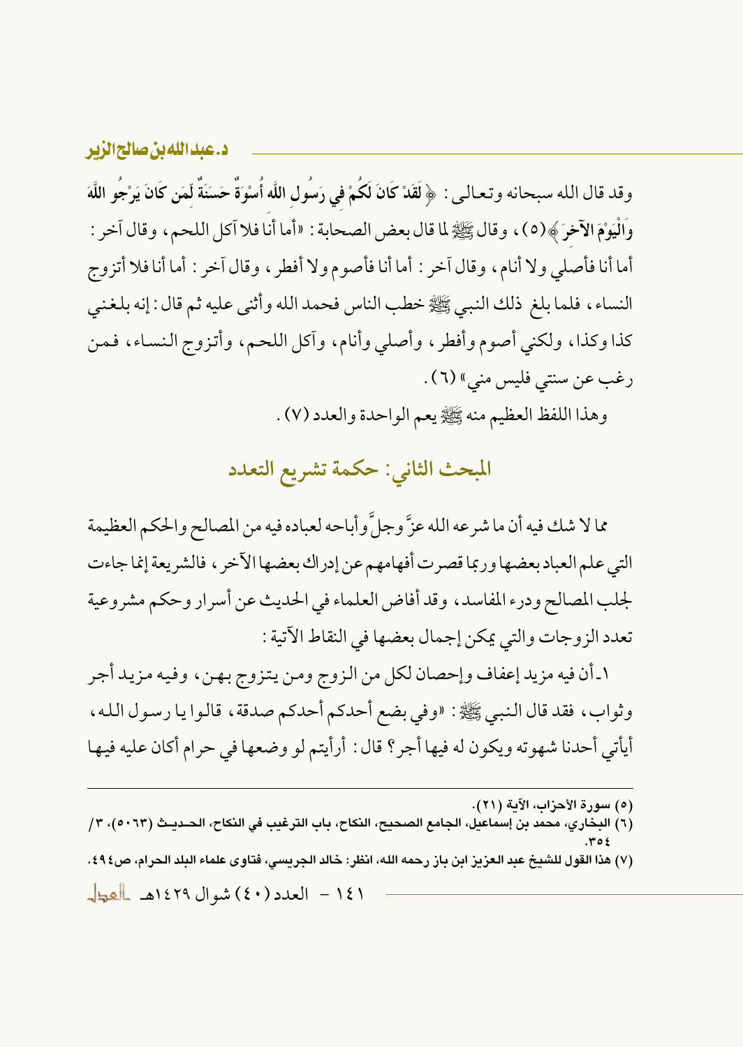وقد قال الله سبحانه وتعالى: ﴿لَقَدْ كَانَ لَكُمْ فِي رَسُولِ اللَّهِ أُسْوَةٌ حَسَنَةٌ لِّمَن كَانَ يَرْجُو اللَّهَ وَالْيَوْمَ الآخِرَ﴾(٥)، وقال ﷺ لما قال بعض الصحابة: «أما أنا فلا آكل اللحم، وقال آخر: أما أنا فأصلي ولا أنام، وقال آخر: أما أنا فأصوم ولا أفطر، وقال آخر: أما أنا فلا أتزوج النساء، فلما بلغ ذلك النبي ﷺ خطب الناس فحمد الله وأثنى عليه ثم قال: إنه بلغني كذا وكذا، ولكني أصوم وأفطر، وأصلي وأنام، وآكل اللحم، وأتزوج النساء، فمن رغب عن سنتي فليس مني» (٦).

وهذا اللفظ العظيم منه ﷺ يعم الواحدة والعدد (٧).

## المبحث الثاني: حكمة تشريع التعدد

مما لا شك فيه أن ما شرعه الله عزَّ وجلَّ وأباحه لعباده فيه من المصالح والحكم العظيمة التي علم العباد بعضها وربما قصرت أفهامهم عن إدراك بعضها الآخر، فالشريعة إنما جاءت لجلب المصالح ودرء المفاسد، وقد أفاض العلماء في الحديث عن أسرار وحكم مشروعية تعدد الزوجات والتي يمكن إجمال بعضها في النقاط الآتية:

١ـ أن فيه مزيد إعفاف وإحصان لكل من الزوج ومن يتزوج بهن، وفيه مزيد أجر وثواب، فقد قال النبي ﷺ: «وفي بضع أحدكم صدقة، قالوا يا رسول الله، أيأتي أحدنا شهوته ويكون له فيها أجر؟ قال: أرأيتم لو وضعها في حرام أكان عليه فيها

---

(٥) سورة الأحزاب، الآية (٢١).

(٦) البخاري، محمد بن إسماعيل، الجامع الصحيح، النكاح، باب الترغيب في النكاح، الحديث (٥٠٦٣)، ٣/ ٣٥٤.

(٧) هذا القول للشيخ عبد العزيز ابن باز رحمه الله، انظر: خالد الجريسي، فتاوى علماء البلد الحرام، ص٤٩٤.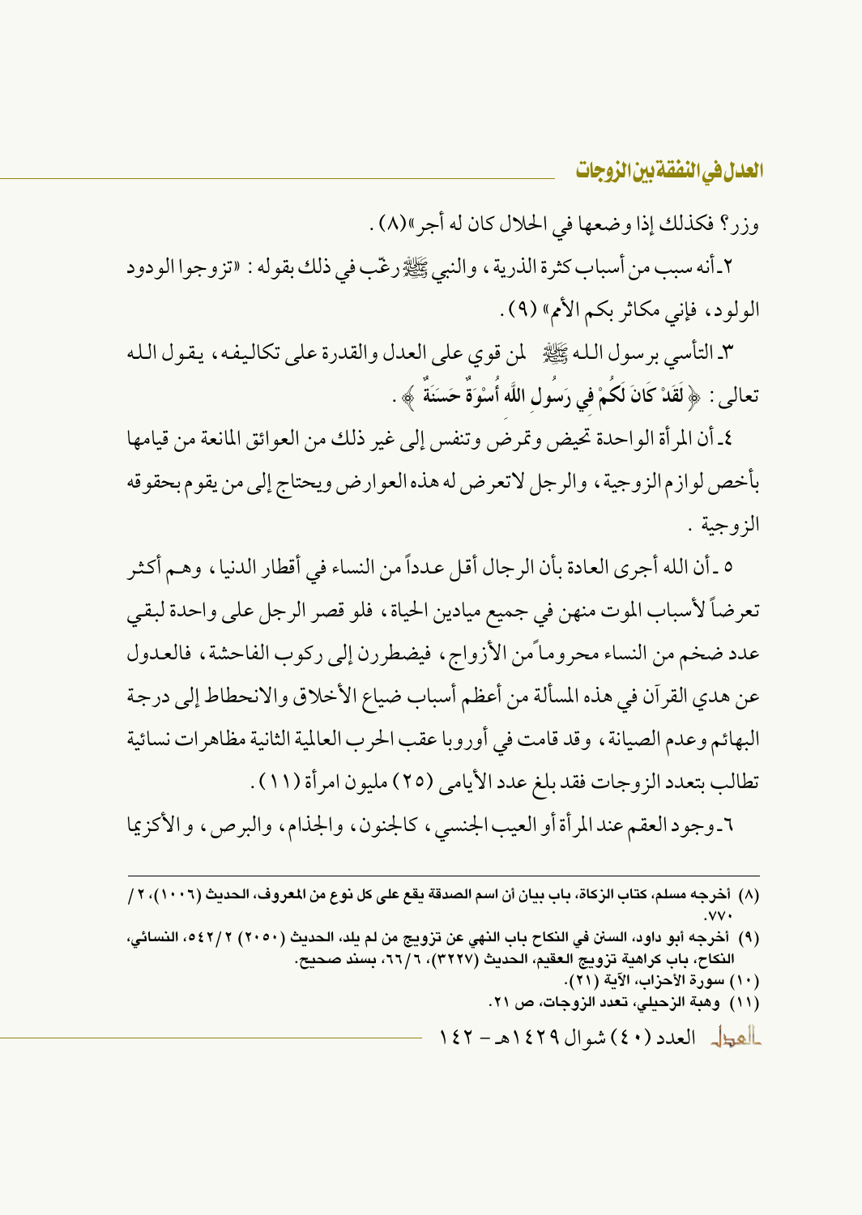وزر؟ فكذلك إذا وضعها في الحلال كان له أجر»(٨) .

٢ـ أنه سبب من أسباب كثرة الذرية ، والنبي ﷺ رغّب في ذلك بقوله : «تزوجوا الودود الولود، فإني مكاثر بكم الأمم» (٩) .

٣ـ التأسي برسول الله ﷺ لمن قوي على العدل والقدرة على تكاليفه ، يقول الله تعالى : ﴿ لَقَدْ كَانَ لَكُمْ فِي رَسُولِ اللَّهِ أُسْوَةٌ حَسَنَةٌ ﴾ .

٤ـ أن المرأة الواحدة تحيض وتمرض وتنفس إلى غير ذلك من العوائق المانعة من قيامها بأخص لوازم الزوجية ، والرجل لا تعرض له هذه العوارض ويحتاج إلى من يقوم بحقوقه الزوجية .

٥ ـ أن الله أجرى العادة بأن الرجال أقل عدداً من النساء في أقطار الدنيا ، وهم أكثر تعرضاً لأسباب الموت منهن في جميع ميادين الحياة ، فلو قصر الرجل على واحدة لبقي عدد ضخم من النساء محروماً من الأزواج ، فيضطررن إلى ركوب الفاحشة ، فالعدول عن هدي القرآن في هذه المسألة من أعظم أسباب ضياع الأخلاق والانحطاط إلى درجة البهائم وعدم الصيانة ، وقد قامت في أوروبا عقب الحرب العالمية الثانية مظاهرات نسائية تطالب بتعدد الزوجات فقد بلغ عدد الأيامى (٢٥) مليون امرأة (١١) .

٦ـ وجود العقم عند المرأة أو العيب الجنسي ، كالجنون ، والجذام ، والبرص ، والأكزيما

---

(٨) أخرجه مسلم، كتاب الزكاة، باب بيان أن اسم الصدقة يقع على كل نوع من المعروف، الحديث (١٠٠٦)، ٢/ ٧٧٠.

(٩) أخرجه أبو داود، السنن في النكاح باب النهي عن تزويج من لم يلد، الحديث (٢٠٥٠) ٢/ ٥٤٢، النسائي، النكاح، باب كراهية تزويج العقيم، الحديث (٣٢٢٧)، ٦/ ٦٦، بسند صحيح.

(١٠) سورة الأحزاب، الآية (٢١).

(١١) وهبة الزحيلي، تعدد الزوجات، ص ٢١.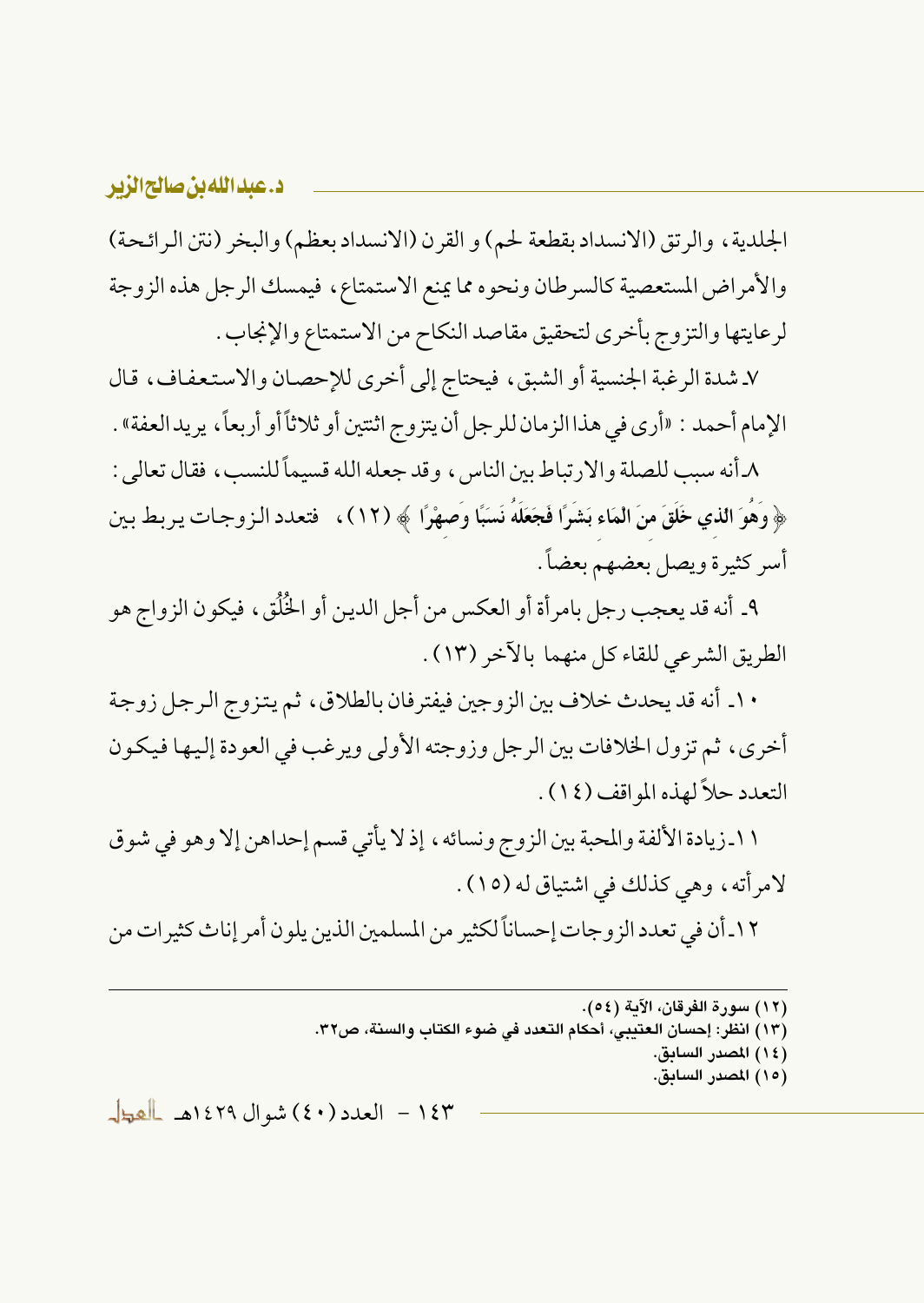الجلدية، والرتق (الانسداد بقطعة لحم) و القرن (الانسداد بعظم) والبخر (نتن الرائحة) والأمراض المستعصية كالسرطان ونحوه مما يمنع الاستمتاع، فيمسك الرجل هذه الزوجة لرعايتها والتزوج بأخرى لتحقيق مقاصد النكاح من الاستمتاع والإنجاب.

٧ـ شدة الرغبة الجنسية أو الشبق، فيحتاج إلى أخرى للإحصان والاستعفاف، قال الإمام أحمد : «أرى في هذا الزمان للرجل أن يتزوج اثنتين أو ثلاثاً أو أربعاً، يريد العفة».

٨ـ أنه سبب للصلة والارتباط بين الناس، وقد جعله الله قسيماً للنسب، فقال تعالى : ﴿ وَهُوَ الذي خَلَقَ منَ المَاء بَشَرًا فَجَعَلَهُ نَسَبًا وَصِهْرًا ﴾ (١٢)، فتعدد الزوجات يربط بين أسر كثيرة ويصل بعضهم بعضاً.

٩ـ أنه قد يعجب رجل بامرأة أو العكس من أجل الدين أو الخُلُق، فيكون الزواج هو الطريق الشرعي للقاء كل منهما بالآخر (١٣).

١٠ـ أنه قد يحدث خلاف بين الزوجين فيفترقان بالطلاق، ثم يتزوج الرجل زوجة أخرى، ثم تزول الخلافات بين الرجل وزوجته الأولى ويرغب في العودة إليها فيكون التعدد حلاً لهذه المواقف (١٤).

١١ـ زيادة الألفة والمحبة بين الزوج ونسائه، إذ لا يأتي قسم إحداهن إلا وهو في شوق لامرأته، وهي كذلك في اشتياق له (١٥).

١٢ـ أن في تعدد الزوجات إحساناً لكثير من المسلمين الذين يلون أمر إناث كثيرات من

---

(١٢) سورة الفرقان، الآية (٥٤).

(١٣) انظر: إحسان العتيبي، أحكام التعدد في ضوء الكتاب والسنة، ص٣٢.

(١٤) المصدر السابق.

(١٥) المصدر السابق.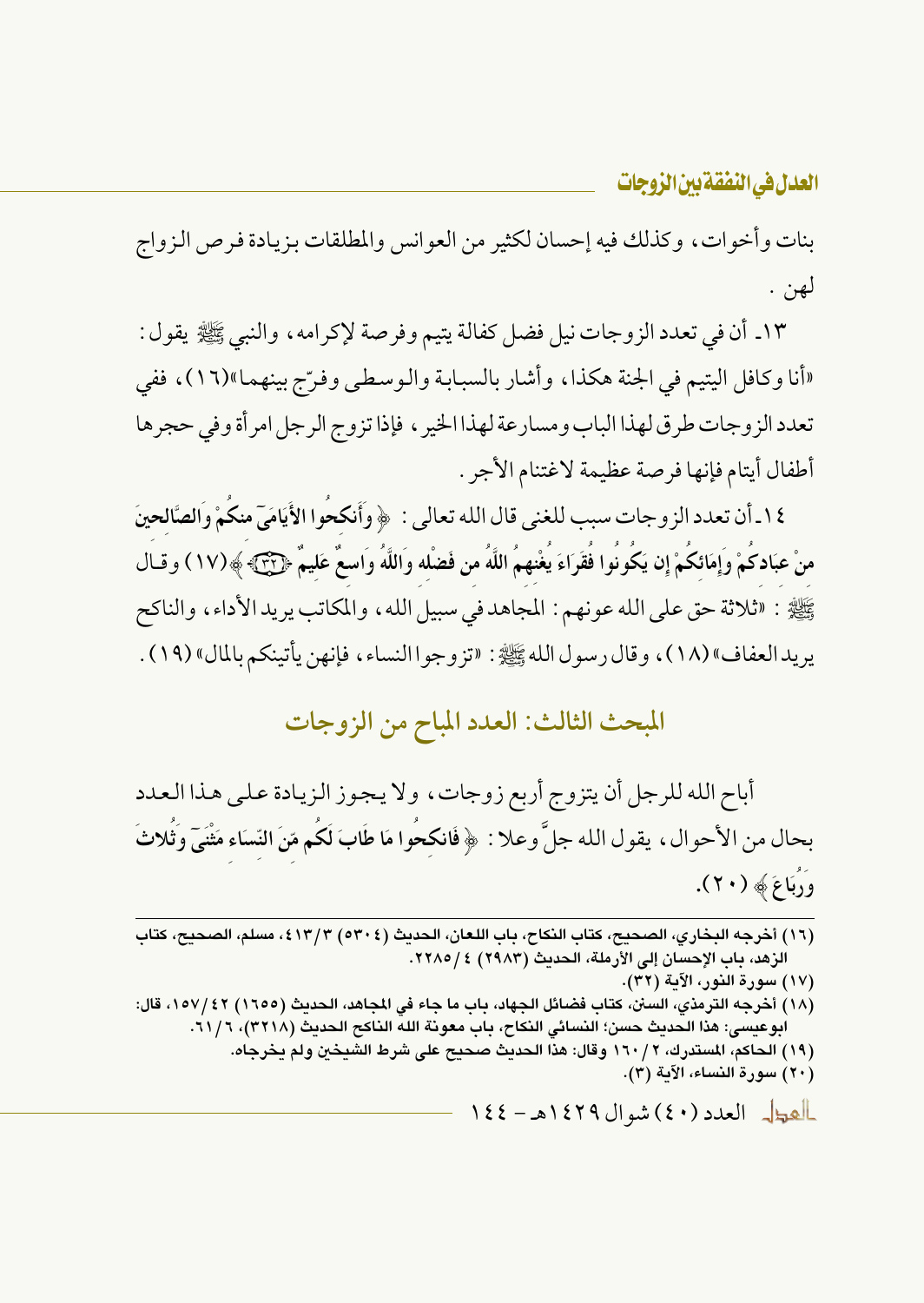بنات وأخوات، وكذلك فيه إحسان لكثير من العوانس والمطلقات بزيادة فرص الزواج لهن .

١٣ـ أن في تعدد الزوجات نيل فضل كفالة يتيم وفرصة لإكرامه، والنبي ﷺ يقول: «أنا وكافل اليتيم في الجنة هكذا، وأشار بالسبابة والوسطى وفرّج بينهما»(١٦)، ففي تعدد الزوجات طرق لهذا الباب ومسارعة لهذا الخير، فإذا تزوج الرجل امرأة وفي حجرها أطفال أيتام فإنها فرصة عظيمة لاغتنام الأجر .

١٤ـ أن تعدد الزوجات سبب للغنى قال الله تعالى: ﴿ **وَأَنكِحُوا الأَيَامَىٰ مِنكُمْ وَالصَّالِحِينَ مِنْ عِبَادِكُمْ وَإِمَائِكُمْ إِن يَكُونُوا فُقَرَاءَ يُغْنِهِمُ اللَّهُ مِن فَضْلِهِ وَاللَّهُ وَاسِعٌ عَلِيمٌ** ﴿٣٢﴾ ﴾(١٧) وقال ﷺ: «ثلاثة حق على الله عونهم: المجاهد في سبيل الله، والمكاتب يريد الأداء، والناكح يريد العفاف»(١٨)، وقال رسول الله ﷺ: «تزوجوا النساء، فإنهن يأتينكم بالمال»(١٩).

## المبحث الثالث: العدد المباح من الزوجات

أباح الله للرجل أن يتزوج أربع زوجات، ولا يجوز الزيادة على هذا العدد بحال من الأحوال، يقول الله جلَّ وعلا: ﴿ **فَانكِحُوا مَا طَابَ لَكُم مِّنَ النِّسَاءِ مَثْنَىٰ وَثُلاثَ وَرُبَاعَ** ﴾ (٢٠).

---

(١٦) أخرجه البخاري، الصحيح، كتاب النكاح، باب اللعان، الحديث (٥٣٠٤) ٣/٤١٣، مسلم، الصحيح، كتاب الزهد، باب الإحسان إلى الأرملة، الحديث (٢٩٨٣) ٤/٢٢٨٥.

(١٧) سورة النور، الآية (٣٢).

(١٨) أخرجه الترمذي، السنن، كتاب فضائل الجهاد، باب ما جاء في المجاهد، الحديث (١٦٥٥) ٤٢/١٥٧، قال: ابوعيسى: هذا الحديث حسن؛ النسائي النكاح، باب معونة الله الناكح الحديث (٣٢١٨)، ٦/٦١.

(١٩) الحاكم، المستدرك، ٢/١٦٠ وقال: هذا الحديث صحيح على شرط الشيخين ولم يخرجاه.

(٢٠) سورة النساء، الآية (٣).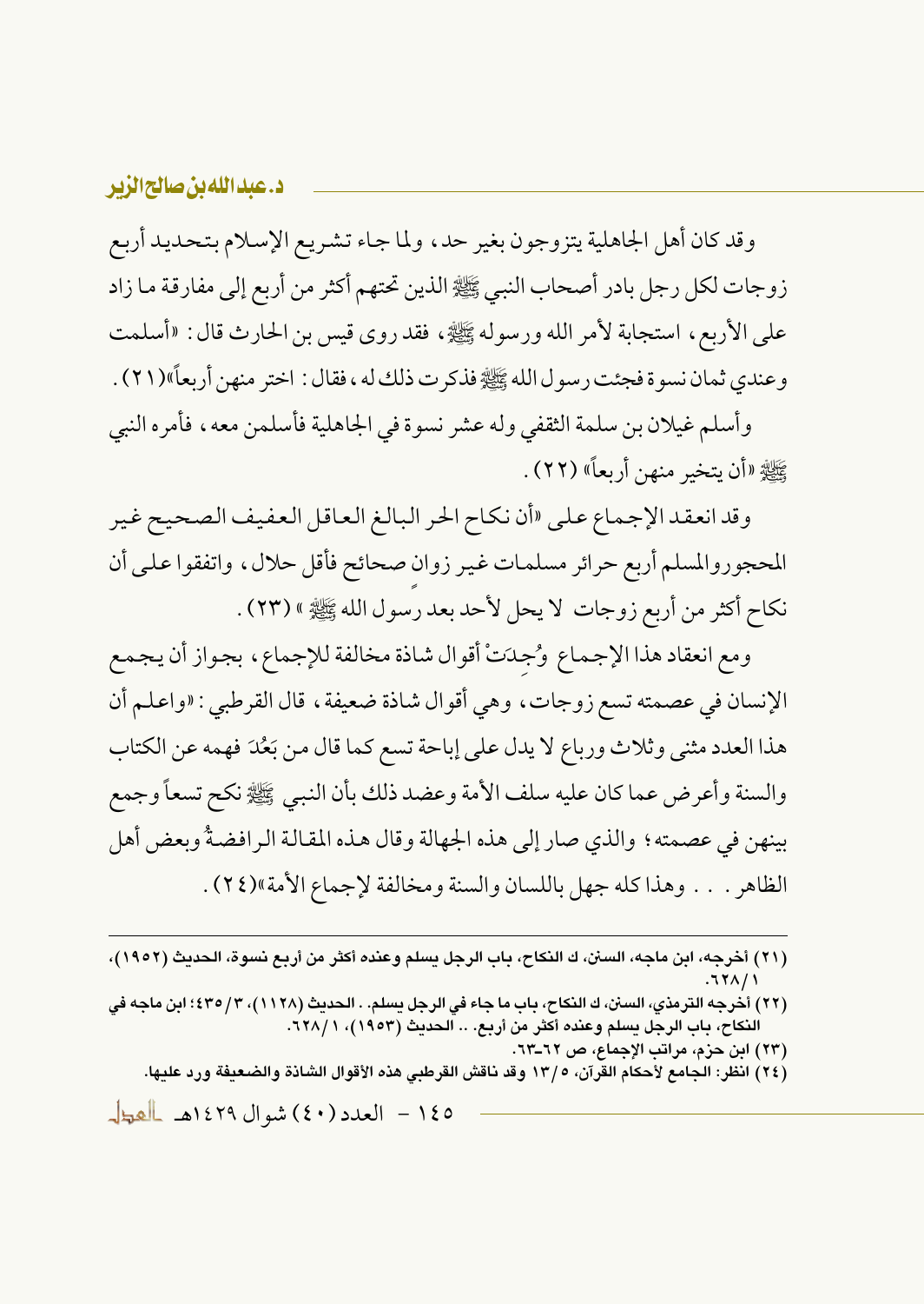وقد كان أهل الجاهلية يتزوجون بغير حد، ولما جاء تشريع الإسلام بتحديد أربع زوجات لكل رجل بادر أصحاب النبي ﷺ الذين تحتهم أكثر من أربع إلى مفارقة ما زاد على الأربع، استجابة لأمر الله ورسوله ﷺ، فقد روى قيس بن الحارث قال: «أسلمت وعندي ثمان نسوة فجئت رسول الله ﷺ فذكرت ذلك له، فقال: اختر منهن أربعاً»(٢١).

وأسلم غيلان بن سلمة الثقفي وله عشر نسوة في الجاهلية فأسلمن معه، فأمره النبي ﷺ «أن يتخير منهن أربعاً» (٢٢).

وقد انعقد الإجماع على «أن نكاح الحر البالغ العاقل العفيف الصحيح غير المحجوروالمسلم أربع حرائر مسلمات غير زوانٍ صحائح فأقل حلال، واتفقوا على أن نكاح أكثر من أربع زوجات لا يحل لأحد بعد رسول الله ﷺ» (٢٣).

ومع انعقاد هذا الإجماع وُجِدَتْ أقوال شاذة مخالفة للإجماع، بجواز أن يجمع الإنسان في عصمته تسع زوجات، وهي أقوال شاذة ضعيفة، قال القرطبي: «واعلم أن هذا العدد مثنى وثلاث ورباع لا يدل على إباحة تسع كما قال من بَعُدَ فهمه عن الكتاب والسنة وأعرض عما كان عليه سلف الأمة وعضد ذلك بأن النبي ﷺ نكح تسعاً وجمع بينهن في عصمته؛ والذي صار إلى هذه الجهالة وقال هذه المقالة الرافضةُ وبعض أهل الظاهر... وهذا كله جهل باللسان والسنة ومخالفة لإجماع الأمة»(٢٤).

---

(٢١) أخرجه، ابن ماجه، السنن، ك النكاح، باب الرجل يسلم وعنده أكثر من أربع نسوة، الحديث (١٩٥٢)، ١/ ٦٢٨.

(٢٢) أخرجه الترمذي، السنن، ك النكاح، باب ما جاء في الرجل يسلم.. الحديث (١١٢٨)، ٣/ ٤٣٥؛ ابن ماجه في النكاح، باب الرجل يسلم وعنده أكثر من أربع.. الحديث (١٩٥٣)، ١/ ٦٢٨.

(٢٣) ابن حزم، مراتب الإجماع، ص ٦٢-٦٣.

(٢٤) انظر: الجامع لأحكام القرآن، ٥/ ١٣ وقد ناقش القرطبي هذه الأقوال الشاذة والضعيفة ورد عليها.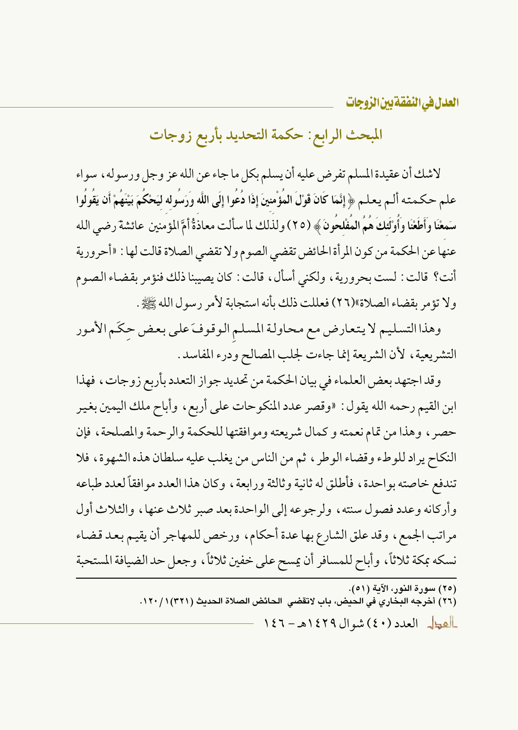## المبحث الرابع: حكمة التحديد بأربع زوجات

لاشك أن عقيدة المسلم تفرض عليه أن يسلم بكل ما جاء عن الله عز وجل ورسوله، سواء علم حكمته ألـم يعلـم ﴿ إِنَّمَا كَانَ قَوْلَ الْمُؤْمِنِينَ إِذَا دُعُوا إِلَى اللَّهِ وَرَسُولِهِ لِيَحْكُمَ بَيْنَهُمْ أَن يَقُولُوا سَمِعْنَا وَأَطَعْنَا وَأُوْلَئِكَ هُمُ الْمُفْلِحُونَ ﴾ (٢٥) ولذلك لما سألت معاذةُ أمَّ المؤمنين عائشةَ رضي الله عنها عن الحكمة من كون المرأة الحائض تقضي الصوم ولا تقضي الصلاة قالت لها: «أحرورية أنت؟ قالت: لست بحرورية، ولكني أسأل، قالت: كان يصيبنا ذلك فنؤمر بقضاء الصوم ولا تؤمر بقضاء الصلاة»(٢٦) فعللت ذلك بأنه استجابة لأمر رسول الله ﷺ.

وهذا التسليم لا يتعارض مع محاولة المسلمِ الوقوفَ على بعض حِكَم الأمور التشريعية، لأن الشريعة إنما جاءت لجلب المصالح ودرء المفاسد.

وقد اجتهد بعض العلماء في بيان الحكمة من تحديد جواز التعدد بأربع زوجات، فهذا ابن القيم رحمه الله يقول: «وقصر عدد المنكوحات على أربع، وأباح ملك اليمين بغير حصر، وهذا من تمام نعمته و كمال شريعته وموافقتها للحكمة والرحمة والمصلحة، فإن النكاح يراد للوطء وقضاء الوطر، ثم من الناس من يغلب عليه سلطان هذه الشهوة، فلا تندفع خاصته بواحدة، فأطلق له ثانية وثالثة ورابعة، وكان هذا العدد موافقاً لعدد طباعه وأركانه وعدد فصول سنته، ولرجوعه إلى الواحدة بعد صبر ثلاث عنها، والثلاث أول مراتب الجمع، وقد علق الشارع بها عدة أحكام، ورخص للمهاجر أن يقيم بعد قضاء نسكه بمكة ثلاثاً، وأباح للمسافر أن يمسح على خفين ثلاثاً، وجعل حد الضيافة المستحبة

---

(٢٥) سورة النور، الآية (٥١).

(٢٦) أخرجه البخاري في الحيض، باب لاتقضي الحائض الصلاة الحديث (٣٢١)١/١٢٠.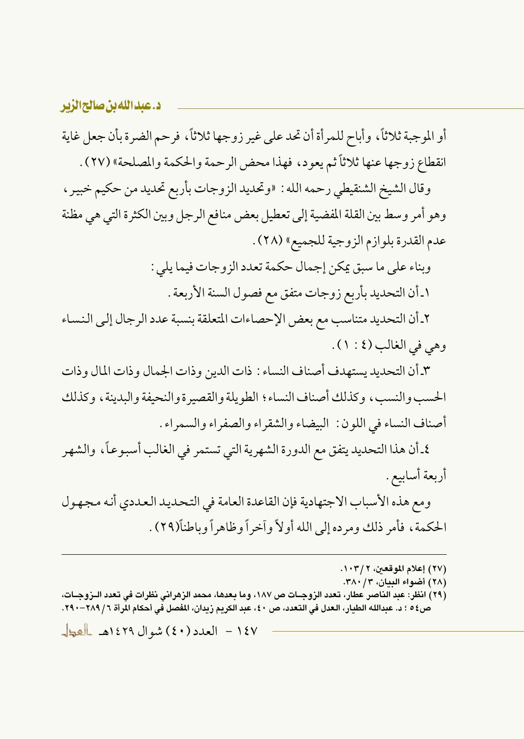أو الموجبة ثلاثاً، وأباح للمرأة أن تحد على غير زوجها ثلاثاً، فرحم الضرة بأن جعل غاية انقطاع زوجها عنها ثلاثاً ثم يعود، فهذا محض الرحمة والحكمة والمصلحة» (٢٧).

وقال الشيخ الشنقيطي رحمه الله: «وتحديد الزوجات بأربع تحديد من حكيم خبير، وهو أمر وسط بين القلة المفضية إلى تعطيل بعض منافع الرجل وبين الكثرة التي هي مظنة عدم القدرة بلوازم الزوجية للجميع» (٢٨).

وبناء على ما سبق يمكن إجمال حكمة تعدد الزوجات فيما يلي:

١ـ أن التحديد بأربع زوجات متفق مع فصول السنة الأربعة.

٢ـ أن التحديد متناسب مع بعض الإحصاءات المتعلقة بنسبة عدد الرجال إلى النساء وهي في الغالب (٤ : ١).

٣ـ أن التحديد يستهدف أصناف النساء: ذات الدين وذات الجمال وذات المال وذات الحسب والنسب، وكذلك أصناف النساء؛ الطويلة والقصيرة والنحيفة والبدينة، وكذلك أصناف النساء في اللون: البيضاء والشقراء والصفراء والسمراء.

٤ـ أن هذا التحديد يتفق مع الدورة الشهرية التي تستمر في الغالب أسبوعاً، والشهر أربعة أسابيع.

ومع هذه الأسباب الاجتهادية فإن القاعدة العامة في التحديد العددي أنه مجهول الحكمة، فأمر ذلك ومرده إلى الله أولاً وآخراً وظاهراً وباطناً(٢٩).

---

(٢٧) إعلام الموقعين، ٢/١٠٣.

(٢٨) أضواء البيان، ٣/٣٨٠.

(٢٩) انظر: عبد الناصر عطار، تعدد الزوجات ص ١٨٧، وما بعدها، محمد الزهراني نظرات في تعدد الزوجات، ص٥٤ ؛ د. عبدالله الطيار، العدل في التعدد، ص ٤٠، عبد الكريم زيدان، المفصل في أحكام المرأة ٦/٢٨٩-٢٩٠.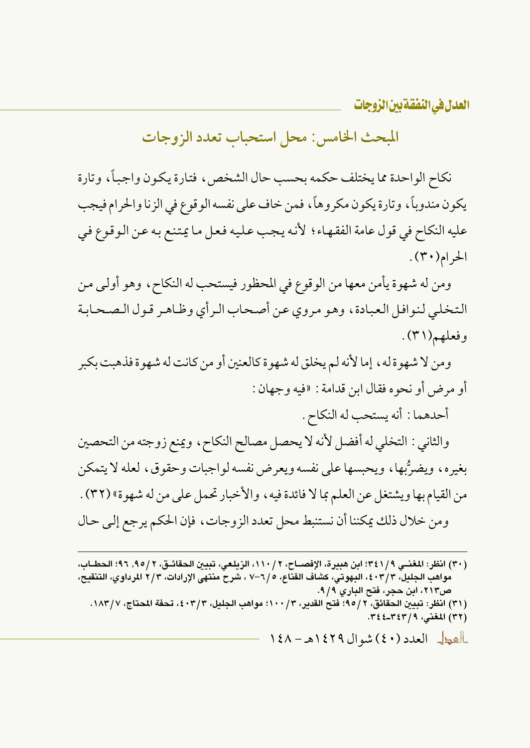## المبحث الخامس: محل استحباب تعدد الزوجات

نكاح الواحدة مما يختلف حكمه بحسب حال الشخص، فتارة يكون واجباً، وتارة يكون مندوباً، وتارة يكون مكروهاً، فمن خاف على نفسه الوقوع في الزنا والحرام فيجب عليه النكاح في قول عامة الفقهاء؛ لأنه يجب عليه فعل ما يمتنع به عن الوقوع في الحرام(٣٠).

ومن له شهوة يأمن معها من الوقوع في المحظور فيستحب له النكاح، وهو أولى من التخلي لنوافل العبادة، وهو مروي عن أصحاب الرأي وظاهر قول الصحابة وفعلهم(٣١).

ومن لا شهوة له، إما لأنه لم يخلق له شهوة كالعنين أو من كانت له شهوة فذهبت بكبر أو مرض أو نحوه فقال ابن قدامة: «فيه وجهان:

أحدهما: أنه يستحب له النكاح.

والثاني: التخلي له أفضل لأنه لا يحصل مصالح النكاح، ويمنع زوجته من التحصين بغيره، ويضرُّبها، ويحبسها على نفسه ويعرض نفسه لواجبات وحقوق، لعله لا يتمكن من القيام بها ويشتغل عن العلم بما لا فائدة فيه، والأخبار تحمل على من له شهوة» (٣٢).

ومن خلال ذلك يمكننا أن نستنبط محل تعدد الزوجات، فإن الحكم يرجع إلى حال

---

(٣٠) انظر: المغني ٩/٣٤١؛ ابن هبيرة، الإفصاح، ٢/١١٠، الزيلعي، تبيين الحقائق، ٢/٩٥, ٩٦؛ الحطاب، مواهب الجليل، ٣/٤٠٣، البهوتي، كشاف القناع، ٥/٦-٧ ، شرح منتهى الإرادات، ٢/٣ المرداوي، التنقيح، ص٢١٣، ابن حجر، فتح الباري ٩/٩.

(٣١) انظر: تبيين الحقائق، ٢/٩٥؛ فتح القدير، ٣/١٠٠؛ مواهب الجليل، ٣/٤٠٣، تحفة المحتاج، ٧/١٨٣.

(٣٢) المغني، ٩/٣٤٣-٣٤٤.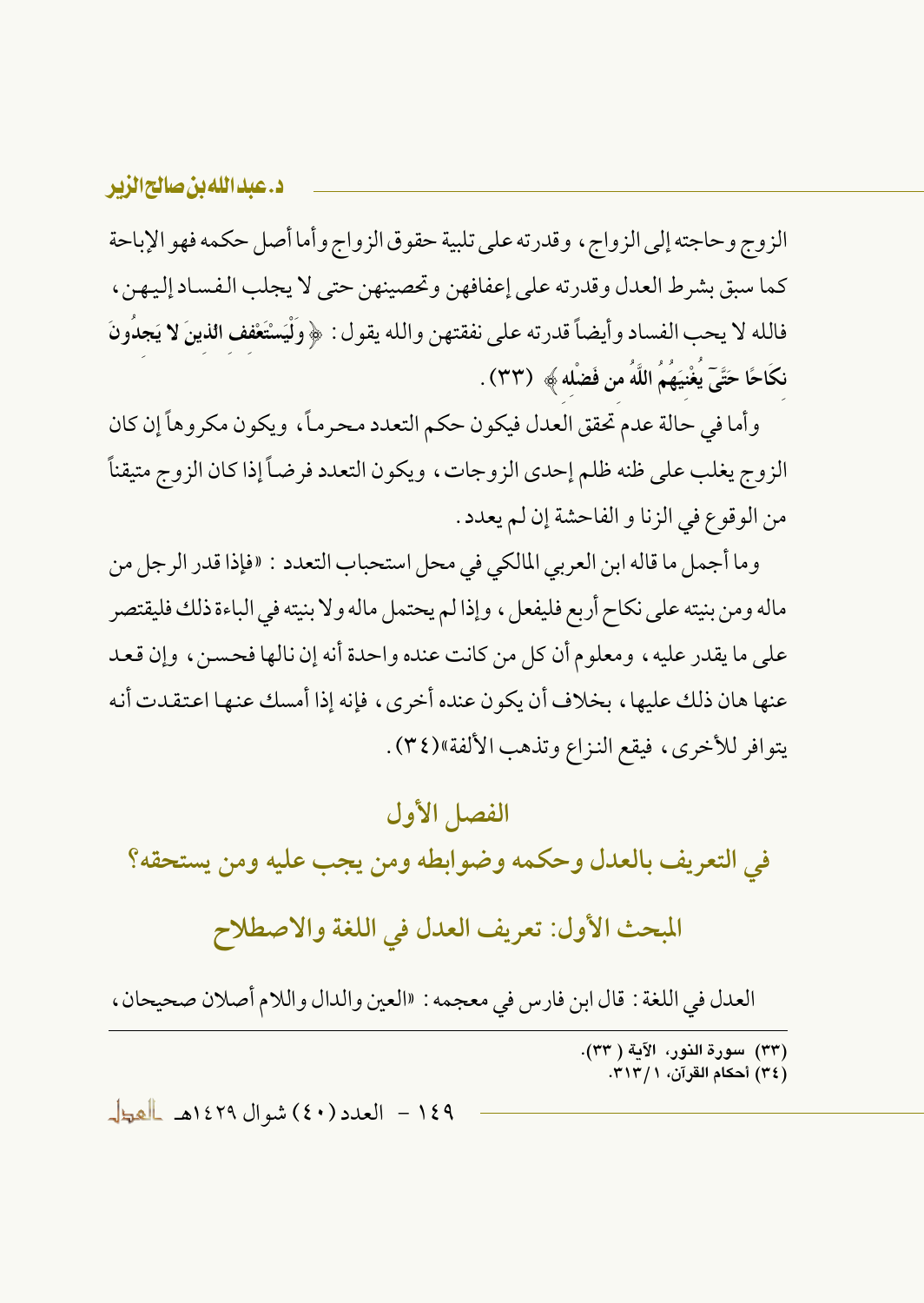الزوج وحاجته إلى الزواج، وقدرته على تلبية حقوق الزواج وأما أصل حكمه فهو الإباحة كما سبق بشرط العدل وقدرته على إعفافهن وتحصينهن حتى لا يجلب الفساد إليهن، فالله لا يحب الفساد وأيضاً قدرته على نفقتهن والله يقول: ﴿وَلْيَسْتَعْفِفِ الَّذِينَ لَا يَجِدُونَ نِكَاحًا حَتَّىٰ يُغْنِيَهُمُ اللَّهُ مِن فَضْلِهِ﴾ (٣٣).

وأما في حالة عدم تحقق العدل فيكون حكم التعدد محرماً، ويكون مكروهاً إن كان الزوج يغلب على ظنه ظلم إحدى الزوجات، ويكون التعدد فرضاً إذا كان الزوج متيقناً من الوقوع في الزنا و الفاحشة إن لم يعدد.

وما أجمل ما قاله ابن العربي المالكي في محل استحباب التعدد: «فإذا قدر الرجل من ماله ومن بنيته على نكاح أربع فليفعل، وإذا لم يحتمل ماله ولا بنيته في الباءة ذلك فليقتصر على ما يقدر عليه، ومعلوم أن كل من كانت عنده واحدة أنه إن نالها فحسن، وإن قعد عنها هان ذلك عليها، بخلاف أن يكون عنده أخرى، فإنه إذا أمسك عنها اعتقدت أنه يتوافر للأخرى، فيقع النزاع وتذهب الألفة»(٣٤).

## الفصل الأول

## في التعريف بالعدل وحكمه وضوابطه ومن يجب عليه ومن يستحقه؟

### المبحث الأول: تعريف العدل في اللغة والاصطلاح

العدل في اللغة: قال ابن فارس في معجمه: «العين والدال واللام أصلان صحيحان،

---

(٣٣) سورة النور، الآية (٣٣).

(٣٤) أحكام القرآن، ١/٣١٣.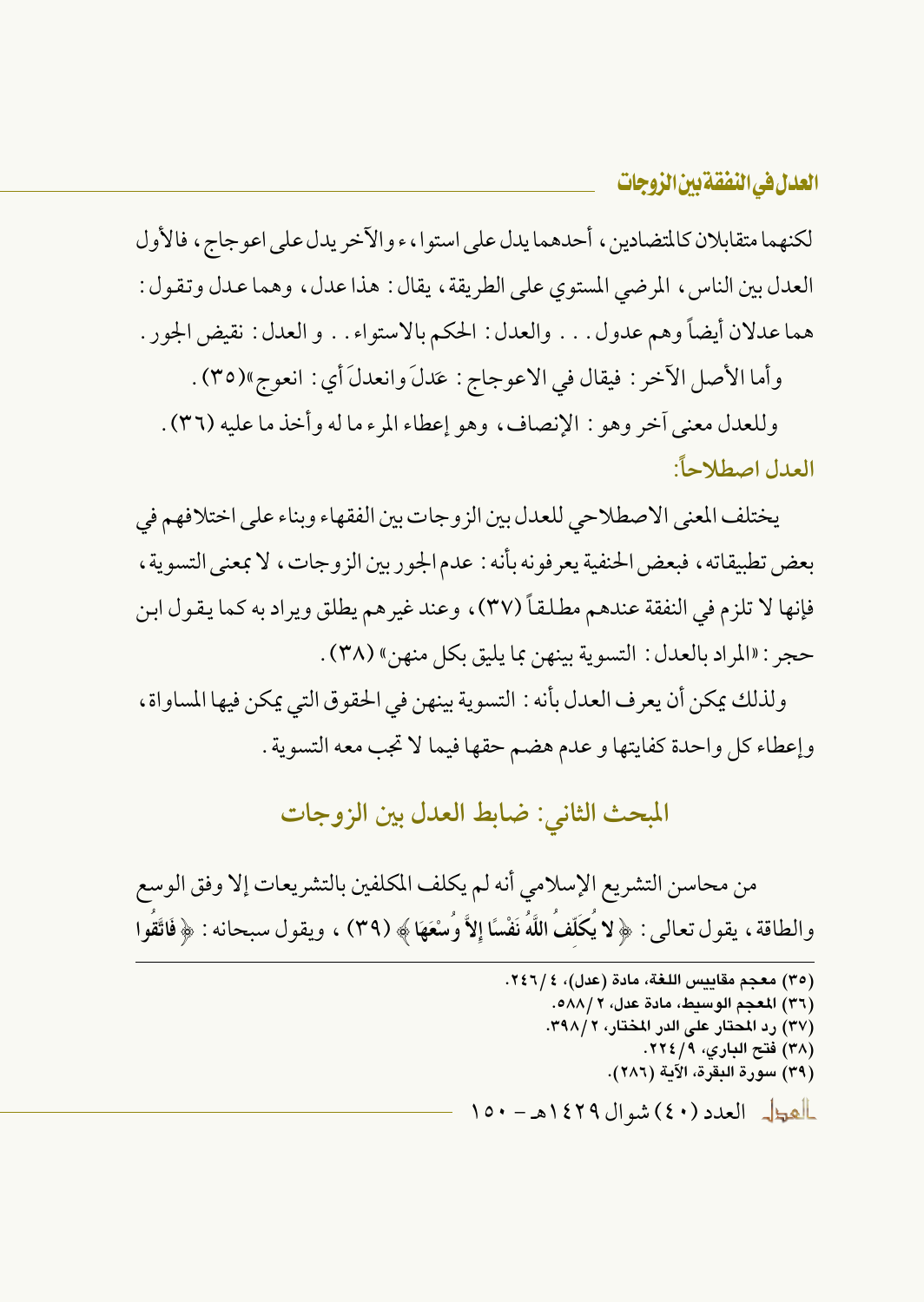لكنهما متقابلان كالمتضادين، أحدهما يدل على استوا،ء والآخر يدل على اعوجاج، فالأول العدل بين الناس، المرضي المستوي على الطريقة، يقال: هذا عدل، وهما عدل وتقول: هما عدلان أيضاً وهم عدول... والعدل: الحكم بالاستواء.. و العدل: نقيض الجور.

وأما الأصل الآخر: فيقال في الاعوجاج: عَدلَ وانعدلَ أي: انعوج»(٣٥).

وللعدل معنى آخر وهو: الإنصاف، وهو إعطاء المرء ما له وأخذ ما عليه (٣٦).

### العدل اصطلاحاً:

يختلف المعنى الاصطلاحي للعدل بين الزوجات بين الفقهاء وبناء على اختلافهم في بعض تطبيقاته، فبعض الحنفية يعرفونه بأنه: عدم الجور بين الزوجات، لا بمعنى التسوية، فإنها لا تلزم في النفقة عندهم مطلقاً (٣٧)، وعند غيرهم يطلق ويراد به كما يقول ابن حجر: «المراد بالعدل: التسوية بينهن بما يليق بكل منهن» (٣٨).

ولذلك يمكن أن يعرف العدل بأنه: التسوية بينهن في الحقوق التي يمكن فيها المساواة، وإعطاء كل واحدة كفايتها و عدم هضم حقها فيما لا تجب معه التسوية.

## المبحث الثاني: ضابط العدل بين الزوجات

من محاسن التشريع الإسلامي أنه لم يكلف المكلفين بالتشريعات إلا وفق الوسع والطاقة، يقول تعالى: ﴿ **لا يُكَلِّفُ اللَّهُ نَفْسًا إِلاَّ وُسْعَهَا** ﴾ (٣٩)، ويقول سبحانه: ﴿ **فَاتَّقُوا**

---

(٣٥) معجم مقاييس اللغة، مادة (عدل)، ٤/٢٤٦.
(٣٦) المعجم الوسيط، مادة عدل، ٢/٥٨٨.
(٣٧) رد المحتار على الدر المختار، ٢/٣٩٨.
(٣٨) فتح الباري، ٩/٢٢٤.
(٣٩) سورة البقرة، الآية (٢٨٦).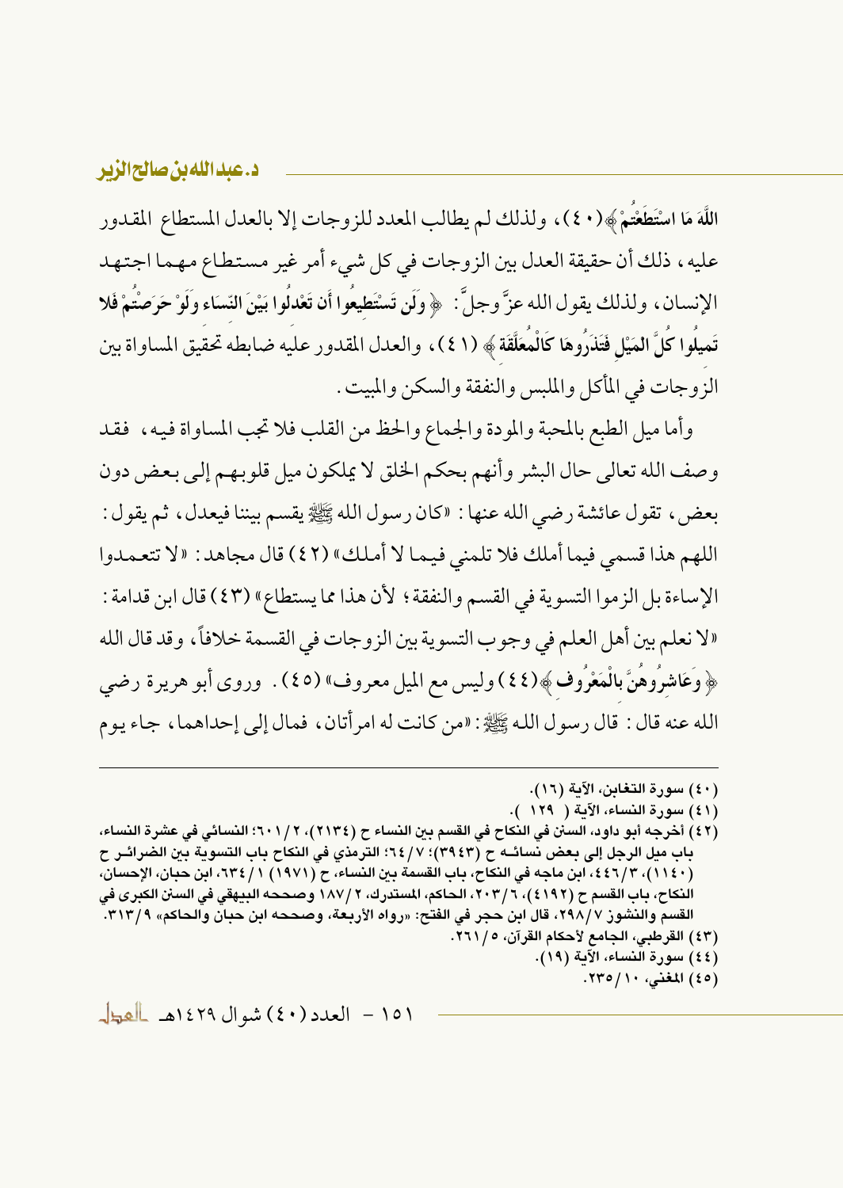اللَّهَ مَا اسْتَطَعْتُمْ ﴾(٤٠)، ولذلك لم يطالب المعدد للزوجات إلا بالعدل المستطاع المقدور عليه، ذلك أن حقيقة العدل بين الزوجات في كل شيء أمر غير مستطاع مهما اجتهد الإنسان، ولذلك يقول الله عزَّ وجلَّ: ﴿ وَلَن تَسْتَطِيعُوا أَن تَعْدِلُوا بَيْنَ النِّسَاءِ وَلَوْ حَرَصْتُمْ فَلا تَمِيلُوا كُلَّ المَيْلِ فَتَذَرُوهَا كَالْمُعَلَّقَةِ ﴾ (٤١)، والعدل المقدور عليه ضابطه تحقيق المساواة بين الزوجات في المأكل والملبس والنفقة والسكن والمبيت.

وأما ميل الطبع بالمحبة والمودة والجماع والحظ من القلب فلا تجب المساواة فيه، فقد وصف الله تعالى حال البشر وأنهم بحكم الخلق لا يملكون ميل قلوبهم إلى بعض دون بعض، تقول عائشة رضي الله عنها: «كان رسول الله ﷺ يقسم بيننا فيعدل، ثم يقول: اللهم هذا قسمي فيما أملك فلا تلمني فيما لا أملك» (٤٢) قال مجاهد: «لا تتعمدوا الإساءة بل الزموا التسوية في القسم والنفقة؛ لأن هذا مما يستطاع» (٤٣) قال ابن قدامة: «لا نعلم بين أهل العلم في وجوب التسوية بين الزوجات في القسمة خلافاً، وقد قال الله ﴿ وَعَاشِرُوهُنَّ بِالْمَعْرُوفِ ﴾(٤٤) وليس مع الميل معروف» (٤٥). وروى أبو هريرة رضي الله عنه قال: قال رسول الله ﷺ: «من كانت له امرأتان، فمال إلى إحداهما، جاء يوم

---

(٤٠) سورة التغابن، الآية (١٦).

(٤١) سورة النساء، الآية ( ١٢٩ ).

(٤٢) أخرجه أبو داود، السنن في النكاح في القسم بين النساء ح (٢١٣٤)، ٢/٦٠١؛ النسائي في عشرة النساء، باب ميل الرجل إلى بعض نسائه ح (٣٩٤٣)؛ ٧/٦٤؛ الترمذي في النكاح باب التسوية بين الضرائر ح (١١٤٠)، ٣/٤٤٦، ابن ماجه في النكاح، باب القسمة بين النساء، ح (١٩٧١) ١/٦٣٤، ابن حبان، الإحسان، النكاح، باب القسم ح (٤١٩٢)، ٦/٢٠٣، الحاكم، المستدرك، ٢/١٨٧ وصححه البيهقي في السنن الكبرى في القسم والنشوز ٧/٢٩٨، قال ابن حجر في الفتح: «رواه الأربعة، وصححه ابن حبان والحاكم» ٩/٣١٣.

(٤٣) القرطبي، الجامع لأحكام القرآن، ٥/٢٦١.

(٤٤) سورة النساء، الآية (١٩).

(٤٥) المغني، ١٠/٢٣٥.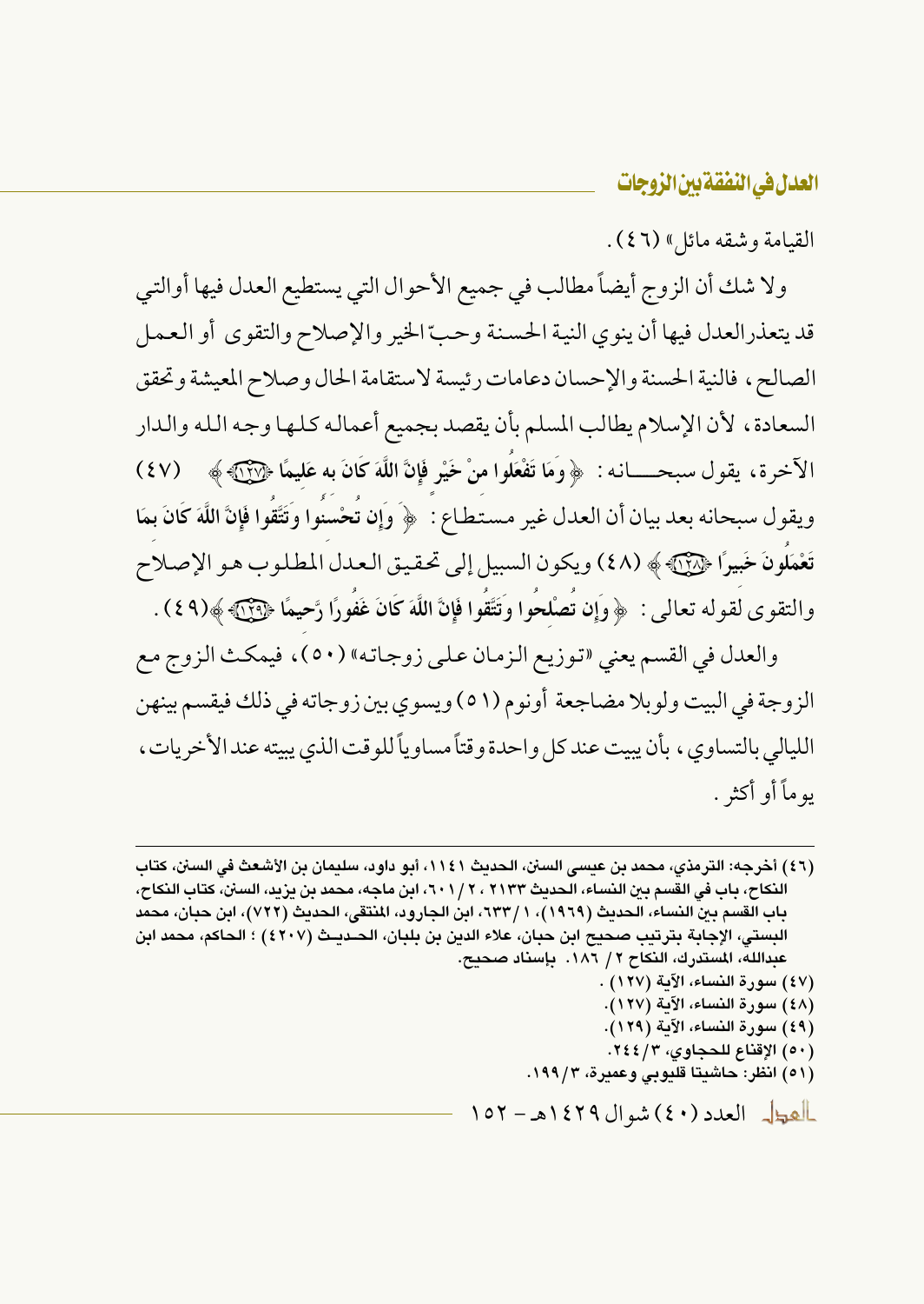القيامة وشقه مائل» (٤٦).

ولا شك أن الزوج أيضاً مطالب في جميع الأحوال التي يستطيع العدل فيها أوالتي قد يتعذر العدل فيها أن ينوي النية الحسنة وحبّ الخير والإصلاح والتقوى أو العمل الصالح، فالنية الحسنة والإحسان دعامات رئيسة لاستقامة الحال وصلاح المعيشة وتحقق السعادة، لأن الإسلام يطالب المسلم بأن يقصد بجميع أعماله كلها وجه الله والدار الآخرة، يقول سبحانه: ﴿وَمَا تَفْعَلُوا مِنْ خَيْرٍ فَإِنَّ اللَّهَ كَانَ بِهِ عَلِيمًا ﴿١٢٧﴾﴾ (٤٧) ويقول سبحانه بعد بيان أن العدل غير مستطاع: ﴿وَإِن تُحْسِنُوا وَتَتَّقُوا فَإِنَّ اللَّهَ كَانَ بِمَا تَعْمَلُونَ خَبِيرًا ﴿١٢٨﴾﴾ (٤٨) ويكون السبيل إلى تحقيق العدل المطلوب هو الإصلاح والتقوى لقوله تعالى: ﴿وَإِن تُصْلِحُوا وَتَتَّقُوا فَإِنَّ اللَّهَ كَانَ غَفُورًا رَّحِيمًا ﴿١٢٩﴾﴾(٤٩).

والعدل في القسم يعني «توزيع الزمان على زوجاته» (٥٠)، فيمكث الزوج مع الزوجة في البيت ولوبلا مضاجعة أونوم (٥١) ويسوي بين زوجاته في ذلك فيقسم بينهن الليالي بالتساوي، بأن يبيت عند كل واحدة وقتاً مساوياً للوقت الذي يبيته عند الأخريات، يوماً أو أكثر.

---

(٤٦) أخرجه: الترمذي، محمد بن عيسى السنن، الحديث ١١٤١، أبو داود، سليمان بن الأشعث في السنن، كتاب النكاح، باب في القسم بين النساء، الحديث ٢١٣٣، ٢/ ٦٠١، ابن ماجه، محمد بن يزيد، السنن، كتاب النكاح، باب القسم بين النساء، الحديث (١٩٦٩)، ١/ ٦٣٣، ابن الجارود، المنتقى، الحديث (٧٢٢)، ابن حبان، محمد البستي، الإجابة بترتيب صحيح ابن حبان، علاء الدين بن بلبان، الحديث (٤٢٠٧) ؛ الحاكم، محمد ابن عبدالله، المستدرك، النكاح ٢/ ١٨٦. بإسناد صحيح.

(٤٧) سورة النساء، الآية (١٢٧).

(٤٨) سورة النساء، الآية (١٢٧).

(٤٩) سورة النساء، الآية (١٢٩).

(٥٠) الإقناع للحجاوي، ٣/ ٢٤٤.

(٥١) انظر: حاشيتا قليوبي وعميرة، ٣/ ١٩٩.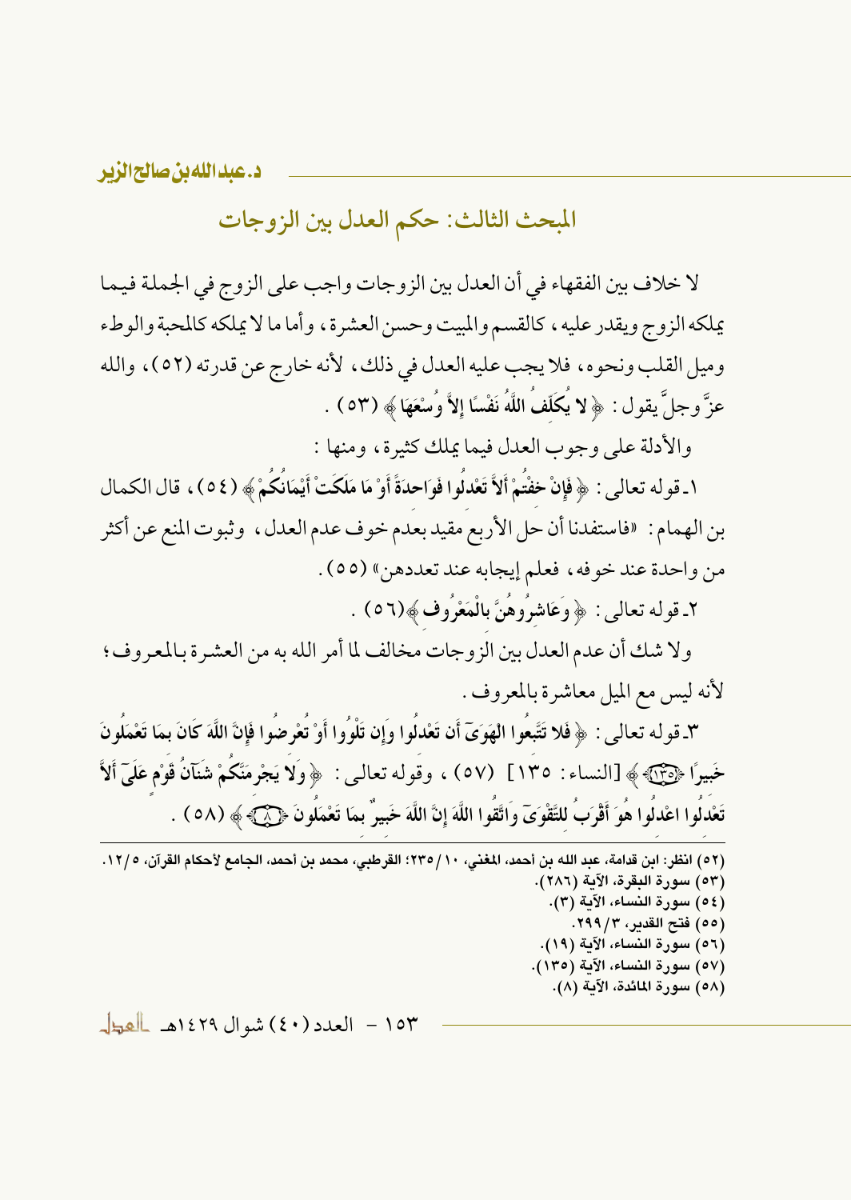## المبحث الثالث: حكم العدل بين الزوجات

لا خلاف بين الفقهاء في أن العدل بين الزوجات واجب على الزوج في الجملة فيما يملكه الزوج ويقدر عليه، كالقسم والمبيت وحسن العشرة، وأما ما لا يملكه كالمحبة والوطء وميل القلب ونحوه، فلا يجب عليه العدل في ذلك، لأنه خارج عن قدرته (٥٢)، والله عزَّ وجلَّ يقول: ﴿لا يُكَلِّفُ اللَّهُ نَفْسًا إِلاَّ وُسْعَهَا﴾ (٥٣).

والأدلة على وجوب العدل فيما يملك كثيرة، ومنها:

١ـ قوله تعالى: ﴿فَإِنْ خِفْتُمْ أَلاَّ تَعْدِلُوا فَوَاحِدَةً أَوْ مَا مَلَكَتْ أَيْمَانُكُمْ﴾ (٥٤)، قال الكمال بن الهمام: «فاستفدنا أن حل الأربع مقيد بعدم خوف عدم العدل، وثبوت المنع عن أكثر من واحدة عند خوفه، فعلم إيجابه عند تعددهن» (٥٥).

٢ـ قوله تعالى: ﴿وَعَاشِرُوهُنَّ بِالْمَعْرُوفِ﴾ (٥٦).

ولا شك أن عدم العدل بين الزوجات مخالف لما أمر الله به من العشرة بالمعروف؛ لأنه ليس مع الميل معاشرة بالمعروف.

٣ـ قوله تعالى: ﴿فَلا تَتَّبِعُوا الْهَوَى أَن تَعْدِلُوا وَإِن تَلْوُوا أَوْ تُعْرِضُوا فَإِنَّ اللَّهَ كَانَ بِمَا تَعْمَلُونَ خَبِيرًا ﴿١٣٥﴾﴾ [النساء: ١٣٥] (٥٧)، وقوله تعالى: ﴿وَلاَ يَجْرِمَنَّكُمْ شَنَآنُ قَوْمٍ عَلَى أَلاَّ تَعْدِلُوا اعْدِلُوا هُوَ أَقْرَبُ لِلتَّقْوَى وَاتَّقُوا اللَّهَ إِنَّ اللَّهَ خَبِيرٌ بِمَا تَعْمَلُونَ ﴿٨﴾﴾ (٥٨).

---

(٥٢) انظر: ابن قدامة، عبد الله بن أحمد، المغني، ١٠/٢٣٥؛ القرطبي، محمد بن أحمد، الجامع لأحكام القرآن، ٥/١٢.

(٥٣) سورة البقرة، الآية (٢٨٦).

(٥٤) سورة النساء، الآية (٣).

(٥٥) فتح القدير، ٣/٢٩٩.

(٥٦) سورة النساء، الآية (١٩).

(٥٧) سورة النساء، الآية (١٣٥).

(٥٨) سورة المائدة، الآية (٨).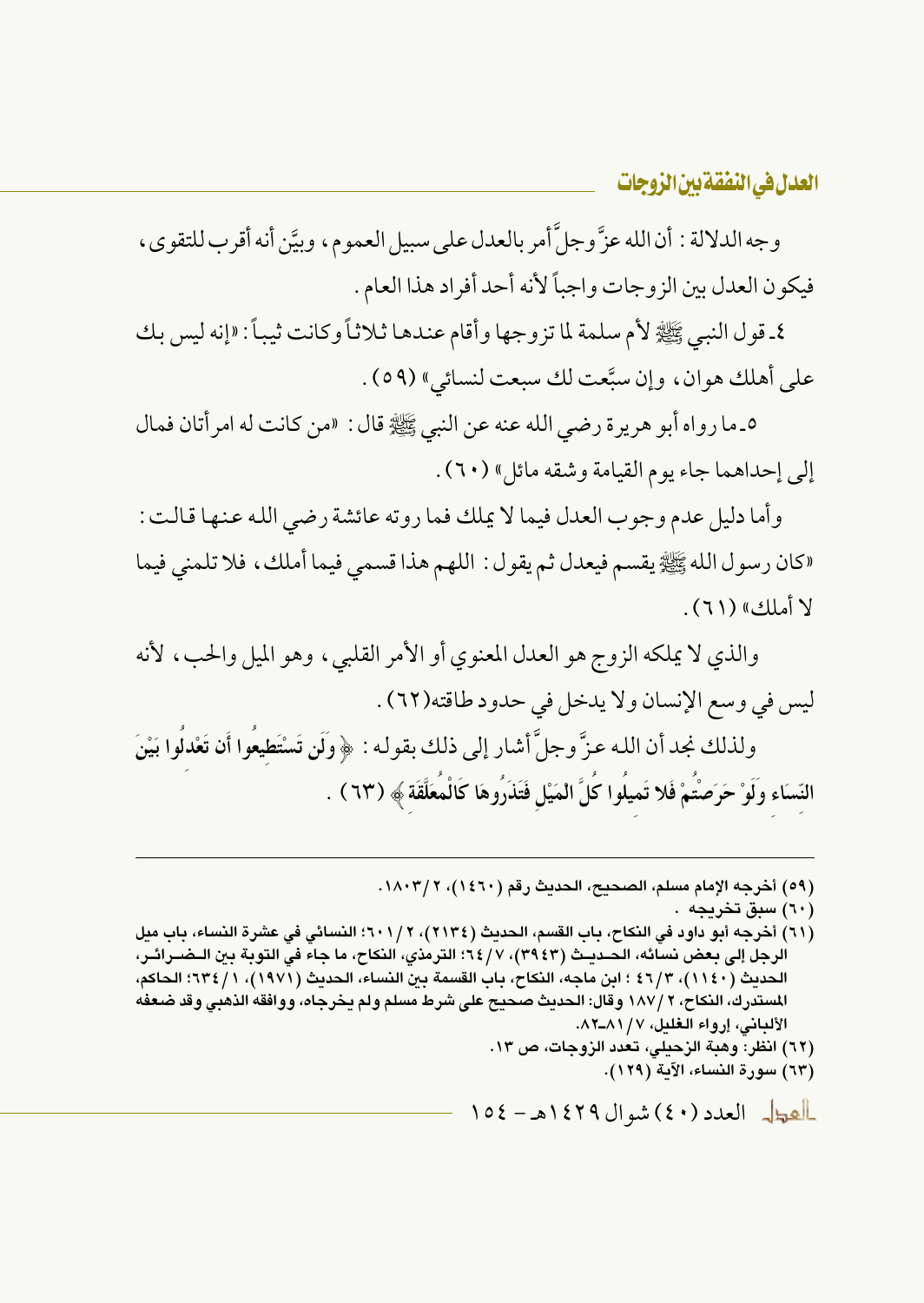وجه الدلالة: أن الله عزَّ وجلَّ أمر بالعدل على سبيل العموم، وبيَّن أنه أقرب للتقوى، فيكون العدل بين الزوجات واجباً لأنه أحد أفراد هذا العام.

٤ـ قول النبي ﷺ لأم سلمة لما تزوجها وأقام عندها ثلاثاً وكانت ثيباً: «إنه ليس بك على أهلك هوان، وإن سبَّعت لك سبعت لنسائي» (٥٩).

٥ـ ما رواه أبو هريرة رضي الله عنه عن النبي ﷺ قال: «من كانت له امرأتان فمال إلى إحداهما جاء يوم القيامة وشقه مائل» (٦٠).

وأما دليل عدم وجوب العدل فيما لا يملك فما روته عائشة رضي الله عنها قالت: «كان رسول الله ﷺ يقسم فيعدل ثم يقول: اللهم هذا قسمي فيما أملك، فلا تلمني فيما لا أملك» (٦١).

والذي لا يملكه الزوج هو العدل المعنوي أو الأمر القلبي، وهو الميل والحب، لأنه ليس في وسع الإنسان ولا يدخل في حدود طاقته(٦٢).

ولذلك نجد أن الله عزَّ وجلَّ أشار إلى ذلك بقوله: ﴿ **وَلَن تَسْتَطِيعُوا أَن تَعْدِلُوا بَيْنَ النِّسَاءِ وَلَوْ حَرَصْتُمْ فَلا تَمِيلُوا كُلَّ الْمَيْلِ فَتَذَرُوهَا كَالْمُعَلَّقَةِ** ﴾ (٦٣).

---

(٥٩) أخرجه الإمام مسلم، الصحيح، الحديث رقم (١٤٦٠)، ٢/١٨٠٣.

(٦٠) سبق تخريجه.

(٦١) أخرجه أبو داود في النكاح، باب القسم، الحديث (٢١٣٤)، ٢/٦٠١؛ النسائي في عشرة النساء، باب ميل الرجل إلى بعض نسائه، الحديث (٣٩٤٣)، ٧/٦٤؛ الترمذي، النكاح، ما جاء في التوبة بين الضرائر، الحديث (١١٤٠)، ٣/٤٦؛ ابن ماجه، النكاح، باب القسمة بين النساء، الحديث (١٩٧١)، ١/٦٣٤؛ الحاكم، المستدرك، النكاح، ٢/١٨٧ وقال: الحديث صحيح على شرط مسلم ولم يخرجاه، ووافقه الذهبي وقد ضعفه الألباني، إرواء الغليل، ٧/٨١ـ٨٢.

(٦٢) انظر: وهبة الزحيلي، تعدد الزوجات، ص ١٣.

(٦٣) سورة النساء، الآية (١٢٩).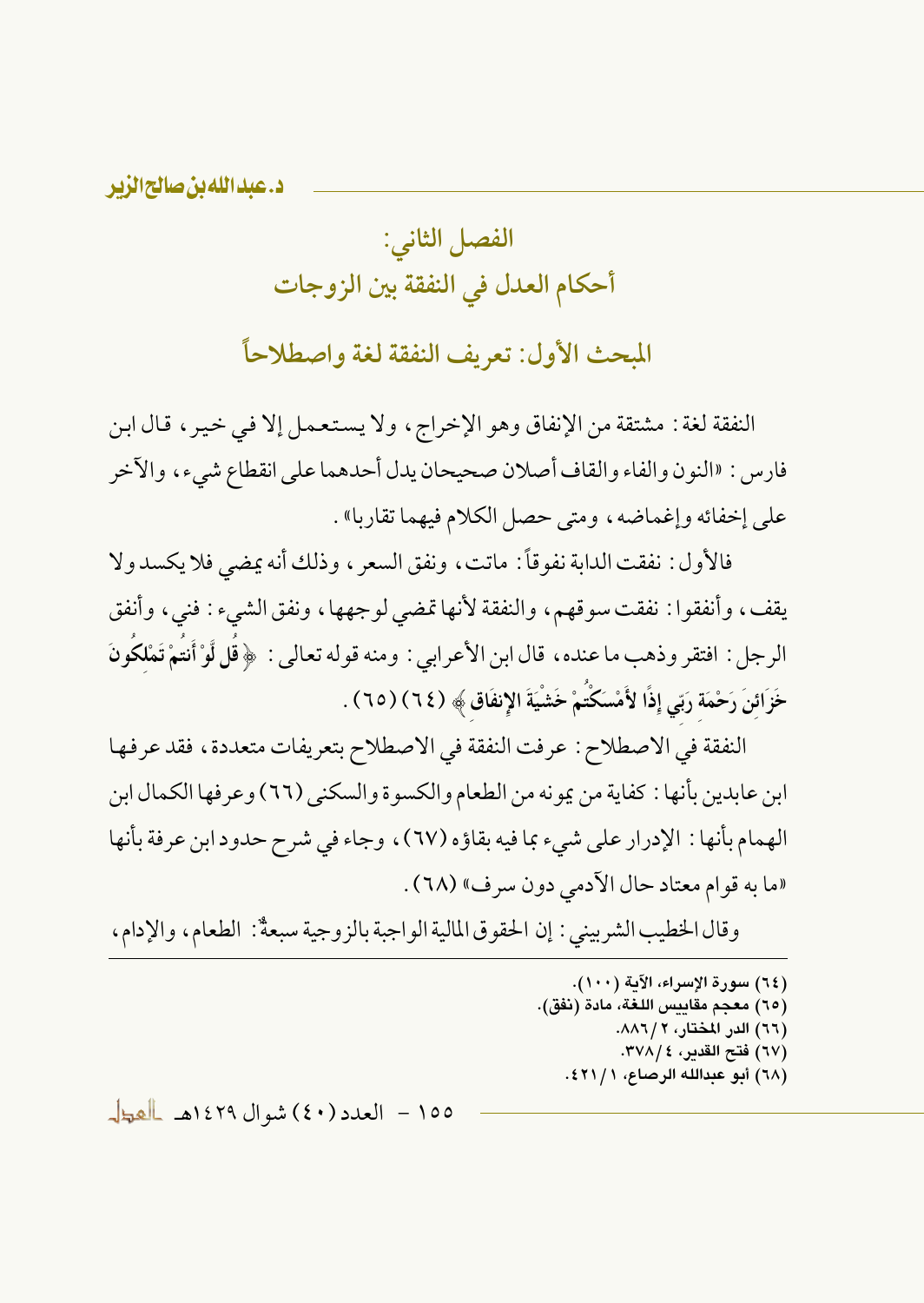# الفصل الثاني:
# أحكام العدل في النفقة بين الزوجات

## المبحث الأول: تعريف النفقة لغة واصطلاحاً

النفقة لغة: مشتقة من الإنفاق وهو الإخراج، ولا يستعمل إلا في خير، قال ابن فارس: «النون والفاء والقاف أصلان صحيحان يدل أحدهما على انقطاع شيء، والآخر على إخفائه وإغماضه، ومتى حصل الكلام فيهما تقاربا».

فالأول: نفقت الدابة نفوقاً: ماتت، ونفق السعر، وذلك أنه يمضي فلا يكسد ولا يقف، وأنفقوا: نفقت سوقهم، والنفقة لأنها تمضي لوجهها، ونفق الشيء: فني، وأنفق الرجل: افتقر وذهب ما عنده، قال ابن الأعرابي: ومنه قوله تعالى: ﴿ **قُل لَّوْ أَنتُمْ تَمْلِكُونَ خَزَائِنَ رَحْمَةِ رَبِّي إِذًا لَّأَمْسَكْتُمْ خَشْيَةَ الإِنفَاقِ** ﴾ (٦٤) (٦٥).

النفقة في الاصطلاح: عرفت النفقة في الاصطلاح بتعريفات متعددة، فقد عرفها ابن عابدين بأنها: كفاية من يمونه من الطعام والكسوة والسكنى (٦٦) وعرفها الكمال ابن الهمام بأنها: الإدرار على شيء بما فيه بقاؤه (٦٧)، وجاء في شرح حدود ابن عرفة بأنها «ما به قوام معتاد حال الآدمي دون سرف» (٦٨).

وقال الخطيب الشربيني: إن الحقوق المالية الواجبة بالزوجية سبعةٌ: الطعام، والإدام،

---

(٦٤) سورة الإسراء، الآية (١٠٠).
(٦٥) معجم مقاييس اللغة، مادة (نفق).
(٦٦) الدر المختار، ٢/ ٨٨٦.
(٦٧) فتح القدير، ٤/ ٣٧٨.
(٦٨) أبو عبدالله الرصاع، ١/ ٤٢١.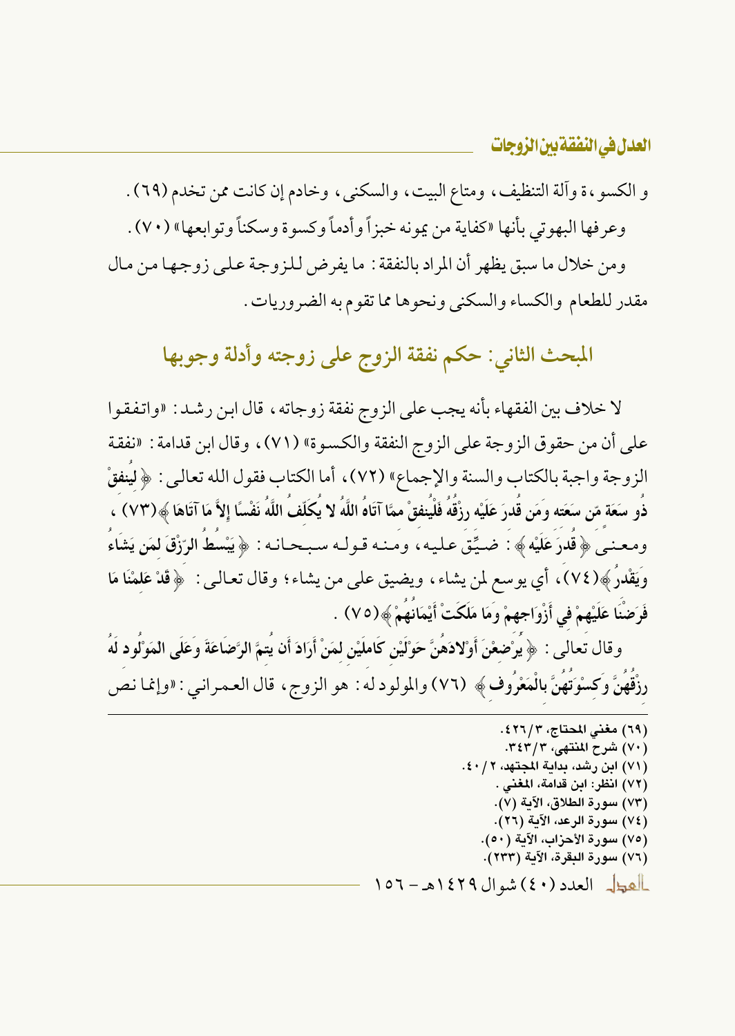و الكسوة، وآلة التنظيف، ومتاع البيت، والسكنى، وخادم إن كانت ممن تخدم (٦٩).

وعرفها البهوتي بأنها «كفاية من يمونه خبزاً وأدماً وكسوة وسكناً وتوابعها» (٧٠).

ومن خلال ما سبق يظهر أن المراد بالنفقة: ما يفرض للزوجة على زوجها من مال مقدر للطعام والكساء والسكنى ونحوها مما تقوم به الضروريات.

## المبحث الثاني: حكم نفقة الزوج على زوجته وأدلة وجوبها

لا خلاف بين الفقهاء بأنه يجب على الزوج نفقة زوجاته، قال ابن رشد: «واتفقوا على أن من حقوق الزوجة على الزوج النفقة والكسوة» (٧١)، وقال ابن قدامة: «نفقة الزوجة واجبة بالكتاب والسنة والإجماع» (٧٢)، أما الكتاب فقول الله تعالى: ﴿لِيُنفِقْ ذُو سَعَةٍ مِّن سَعَتِهِ وَمَن قُدِرَ عَلَيْهِ رِزْقُهُ فَلْيُنفِقْ مِمَّا آتَاهُ اللَّهُ لا يُكَلِّفُ اللَّهُ نَفْسًا إِلاَّ مَا آتَاهَا﴾(٧٣)، ومعنى ﴿قُدِرَ عَلَيْهِ﴾: ضيِّق عليه، ومنه قوله سبحانه: ﴿يَبْسُطُ الرِّزْقَ لِمَن يَشَاءُ وَيَقْدِرُ﴾(٧٤)، أي يوسع لمن يشاء، ويضيق على من يشاء؛ وقال تعالى: ﴿قَدْ عَلِمْنَا مَا فَرَضْنَا عَلَيْهِمْ فِي أَزْوَاجِهِمْ وَمَا مَلَكَتْ أَيْمَانُهُمْ﴾(٧٥).

وقال تعالى: ﴿يُرْضِعْنَ أَوْلادَهُنَّ حَوْلَيْنِ كَامِلَيْنِ لِمَنْ أَرَادَ أَن يُتِمَّ الرَّضَاعَةَ وَعَلَى الْمَوْلُودِ لَهُ رِزْقُهُنَّ وَكِسْوَتُهُنَّ بِالْمَعْرُوفِ﴾ (٧٦) والمولود له: هو الزوج، قال العمراني: «وإنما نص

---

(٦٩) مغني المحتاج، ٣/٤٢٦.
(٧٠) شرح المنتهى، ٣/٣٤٣.
(٧١) ابن رشد، بداية المجتهد، ٢/٤٠.
(٧٢) انظر: ابن قدامة، المغني.
(٧٣) سورة الطلاق، الآية (٧).
(٧٤) سورة الرعد، الآية (٢٦).
(٧٥) سورة الأحزاب، الآية (٥٠).
(٧٦) سورة البقرة، الآية (٢٣٣).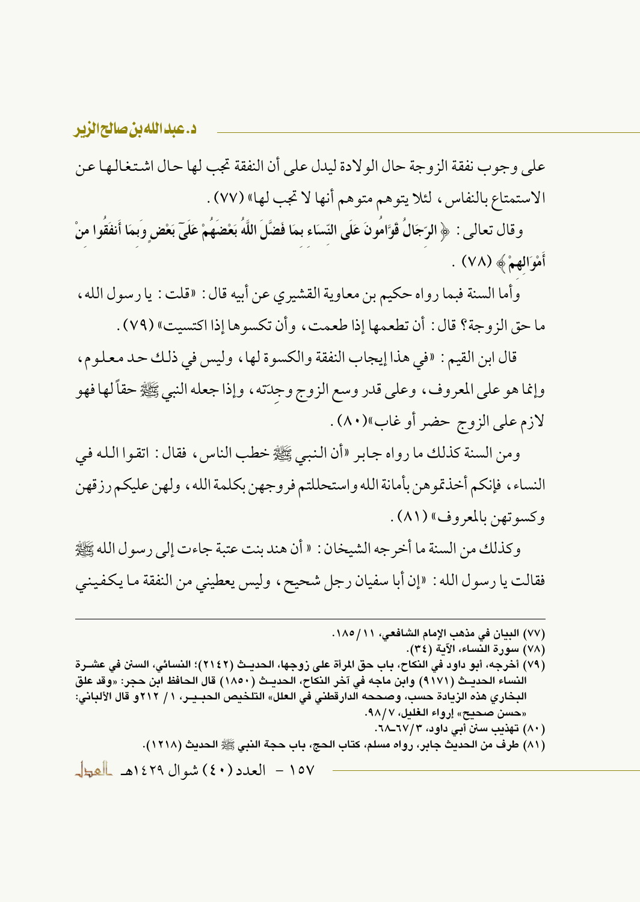على وجوب نفقة الزوجة حال الولادة ليدل على أن النفقة تجب لها حال اشتغالها عن الاستمتاع بالنفاس، لئلا يتوهم متوهم أنها لا تجب لها» (٧٧).

وقال تعالى: ﴿ **الرِّجَالُ قَوَّامُونَ عَلَى النِّسَاءِ بِمَا فَضَّلَ اللَّهُ بَعْضَهُمْ عَلَىٰ بَعْضٍ وَبِمَا أَنفَقُوا مِنْ أَمْوَالِهِمْ** ﴾ (٧٨).

وأما السنة فبما رواه حكيم بن معاوية القشيري عن أبيه قال: «قلت: يا رسول الله، ما حق الزوجة؟ قال: أن تطعمها إذا طعمت، وأن تكسوها إذا اكتسيت» (٧٩).

قال ابن القيم: «في هذا إيجاب النفقة والكسوة لها، وليس في ذلك حد معلوم، وإنما هو على المعروف، وعلى قدر وسع الزوج وجِدَته، وإذا جعله النبي ﷺ حقاً لها فهو لازم على الزوج حضر أو غاب»(٨٠).

ومن السنة كذلك ما رواه جابر «أن النبي ﷺ خطب الناس، فقال: اتقوا الله في النساء، فإنكم أخذتموهن بأمانة الله واستحللتم فروجهن بكلمة الله، ولهن عليكم رزقهن وكسوتهن بالمعروف» (٨١).

وكذلك من السنة ما أخرجه الشيخان: « أن هند بنت عتبة جاءت إلى رسول الله ﷺ فقالت يا رسول الله: «إن أبا سفيان رجل شحيح، وليس يعطيني من النفقة ما يكفيني

---

(٧٧) البيان في مذهب الإمام الشافعي، ١١/١٨٥.

(٧٨) سورة النساء، الآية (٣٤).

(٧٩) أخرجه، أبو داود في النكاح، باب حق المرأة على زوجها، الحديث (٢١٤٢)؛ النسائي، السنن في عشرة النساء الحديث (٩١٧١) وابن ماجه في آخر النكاح، الحديث (١٨٥٠) قال الحافظ ابن حجر: «وقد علق البخاري هذه الزيادة حسب، وصححه الدارقطني في العلل» التلخيص الحبير، ١/ ٢١٢و قال الألباني: «حسن صحيح» إرواء الغليل، ٧/٩٨.

(٨٠) تهذيب سنن أبي داود، ٣/٦٧-٦٨.

(٨١) طرف من الحديث جابر، رواه مسلم، كتاب الحج، باب حجة النبي ﷺ الحديث (١٢١٨).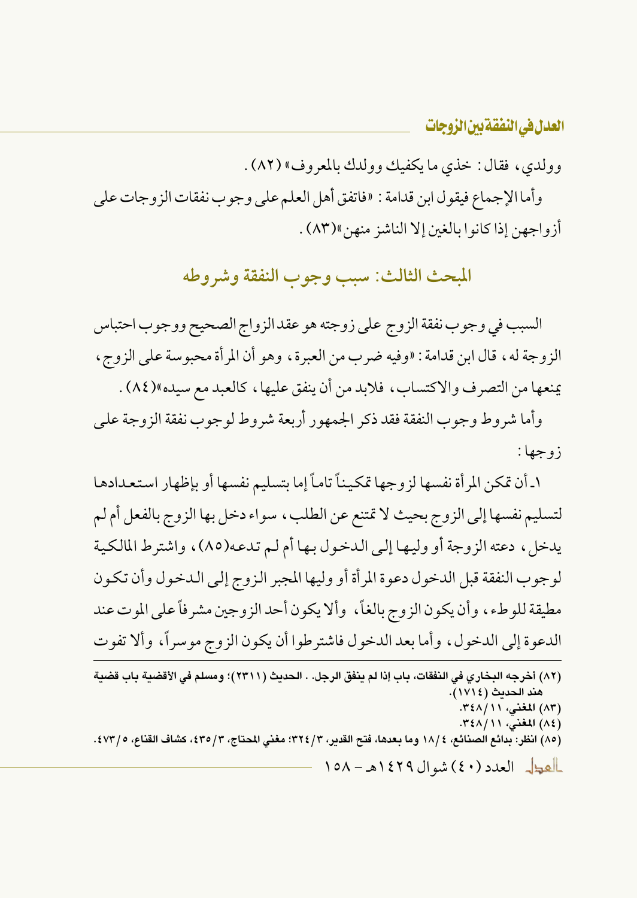وولدي، فقال: خذي ما يكفيك وولدك بالمعروف» (٨٢).

وأما الإجماع فيقول ابن قدامة: «فاتفق أهل العلم على وجوب نفقات الزوجات على أزواجهن إذا كانوا بالغين إلا الناشز منهن»(٨٣).

## المبحث الثالث: سبب وجوب النفقة وشروطه

السبب في وجوب نفقة الزوج على زوجته هو عقد الزواج الصحيح ووجوب احتباس الزوجة له، قال ابن قدامة: «وفيه ضرب من العبرة، وهو أن المرأة محبوسة على الزوج، يمنعها من التصرف والاكتساب، فلابد من أن ينفق عليها، كالعبد مع سيده»(٨٤).

وأما شروط وجوب النفقة فقد ذكر الجمهور أربعة شروط لوجوب نفقة الزوجة على زوجها:

١ـ أن تمكن المرأة نفسها لزوجها تمكيناً تاماً إما بتسليم نفسها أو بإظهار استعدادها لتسليم نفسها إلى الزوج بحيث لا تمتنع عن الطلب، سواء دخل بها الزوج بالفعل أم لم يدخل، دعته الزوجة أو وليها إلى الدخول بها أم لم تدعه(٨٥)، واشترط المالكية لوجوب النفقة قبل الدخول دعوة المرأة أو وليها المجبر الزوج إلى الدخول وأن تكون مطيقة للوطء، وأن يكون الزوج بالغاً، وألا يكون أحد الزوجين مشرفاً على الموت عند الدعوة إلى الدخول، وأما بعد الدخول فاشترطوا أن يكون الزوج موسراً، وألا تفوت

---

(٨٢) أخرجه البخاري في النفقات، باب إذا لم ينفق الرجل. الحديث (٢٣١١)؛ ومسلم في الأقضية باب قضية هند الحديث (١٧١٤).

(٨٣) المغني، ٣٤٨/١١.

(٨٤) المغني، ٣٤٨/١١.

(٨٥) انظر: بدائع الصنائع، ١٨/٤ وما بعدها، فتح القدير، ٣٢٤/٣؛ مغني المحتاج، ٤٣٥/٣، كشاف القناع، ٤٧٣/٥.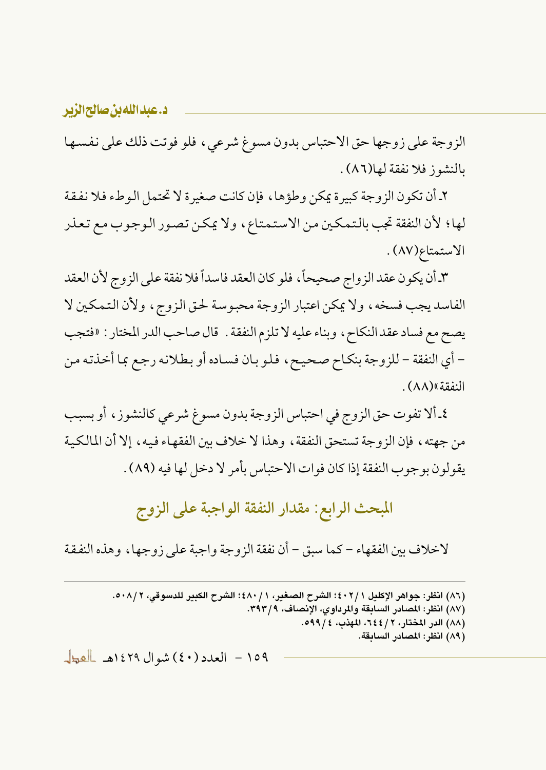الزوجة على زوجها حق الاحتباس بدون مسوغ شرعي، فلو فوتت ذلك على نفسها بالنشوز فلا نفقة لها(٨٦).

٢ـ أن تكون الزوجة كبيرة يمكن وطؤها، فإن كانت صغيرة لا تحتمل الوطء فلا نفقة لها؛ لأن النفقة تجب بالتمكين من الاستمتاع، ولا يمكن تصور الوجوب مع تعذر الاستمتاع(٨٧).

٣ـ أن يكون عقد الزواج صحيحاً، فلو كان العقد فاسداً فلا نفقة على الزوج لأن العقد الفاسد يجب فسخه، ولا يمكن اعتبار الزوجة محبوسة لحق الزوج، ولأن التمكين لا يصح مع فساد عقد النكاح، وبناء عليه لا تلزم النفقة. قال صاحب الدر المختار: «فتجب - أي النفقة - للزوجة بنكاح صحيح، فلو بان فساده أو بطلانه رجع بما أخذته من النفقة»(٨٨).

٤ـ ألا تفوت حق الزوج في احتباس الزوجة بدون مسوغ شرعي كالنشوز، أو بسبب من جهته، فإن الزوجة تستحق النفقة، وهذا لا خلاف بين الفقهاء فيه، إلا أن المالكية يقولون بوجوب النفقة إذا كان فوات الاحتباس بأمر لا دخل لها فيه (٨٩).

## المبحث الرابع: مقدار النفقة الواجبة على الزوج

لاخلاف بين الفقهاء - كما سبق - أن نفقة الزوجة واجبة على زوجها، وهذه النفقة

---

(٨٦) انظر: جواهر الإكليل ١/ ٤٠٢؛ الشرح الصغير، ١/ ٤٨٠؛ الشرح الكبير للدسوقي، ٢/ ٥٠٨.
(٨٧) انظر: المصادر السابقة والمرداوي، الإنصاف، ٩/ ٣٩٣.
(٨٨) الدر المختار، ٢/ ٦٤٤، المهذب، ٤/ ٥٩٩.
(٨٩) انظر: المصادر السابقة.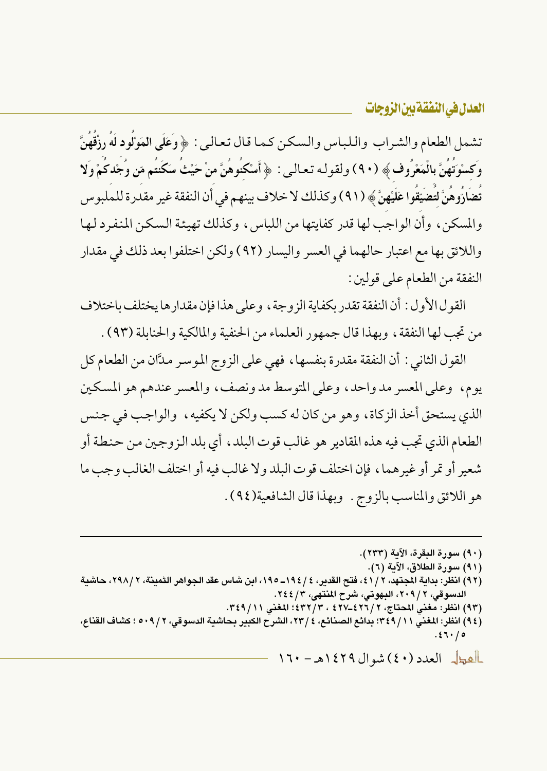تشمل الطعام والشراب واللباس والسكن كما قال تعالى: ﴿ وَعَلَى الْمَوْلُودِ لَهُ رِزْقُهُنَّ وَكِسْوَتُهُنَّ بِالْمَعْرُوفِ ﴾ (٩٠) ولقوله تعالى: ﴿ أَسْكِنُوهُنَّ مِنْ حَيْثُ سَكَنتُم مِّن وُجْدِكُمْ وَلا تُضَارُّوهُنَّ لِتُضَيِّقُوا عَلَيْهِنَّ ﴾ (٩١) وكذلك لا خلاف بينهم في أن النفقة غير مقدرة للملبوس والمسكن، وأن الواجب لها قدر كفايتها من اللباس، وكذلك تهيئة السكن المنفرد لها واللائق بها مع اعتبار حالهما في العسر واليسار (٩٢) ولكن اختلفوا بعد ذلك في مقدار النفقة من الطعام على قولين:

القول الأول: أن النفقة تقدر بكفاية الزوجة، وعلى هذا فإن مقدارها يختلف باختلاف من تجب لها النفقة، وبهذا قال جمهور العلماء من الحنفية والمالكية والحنابلة (٩٣).

القول الثاني: أن النفقة مقدرة بنفسها، فهي على الزوج الموسر مدَّان من الطعام كل يوم، وعلى المعسر مد واحد، وعلى المتوسط مد ونصف، والمعسر عندهم هو المسكين الذي يستحق أخذ الزكاة، وهو من كان له كسب ولكن لا يكفيه، والواجب في جنس الطعام الذي تجب فيه هذه المقادير هو غالب قوت البلد، أي بلد الزوجين من حنطة أو شعير أو تمر أو غيرهما، فإن اختلف قوت البلد ولا غالب فيه أو اختلف الغالب وجب ما هو اللائق والمناسب بالزوج. وبهذا قال الشافعية(٩٤).

---

(٩٠) سورة البقرة، الآية (٢٣٣).

(٩١) سورة الطلاق، الآية (٦).

(٩٢) انظر: بداية المجتهد، ٢/ ٤١، فتح القدير، ٤/ ١٩٤-١٩٥، ابن شاس عقد الجواهر الثمينة، ٢/ ٢٩٨، حاشية الدسوقي، ٢/ ٢٠٩، البهوتي، شرح المنتهى، ٣/ ٢٤٤.

(٩٣) انظر: مغني المحتاج، ٢/ ٤٢٦-٤٢٧، ٣/ ٤٣٢؛ المغني ١١/ ٣٤٩.

(٩٤) انظر: المغني ١١/ ٣٤٩؛ بدائع الصنائع، ٤/ ٢٣، الشرح الكبير بحاشية الدسوقي، ٢/ ٥٠٩؛ كشاف القناع، ٥/ ٤٦٠.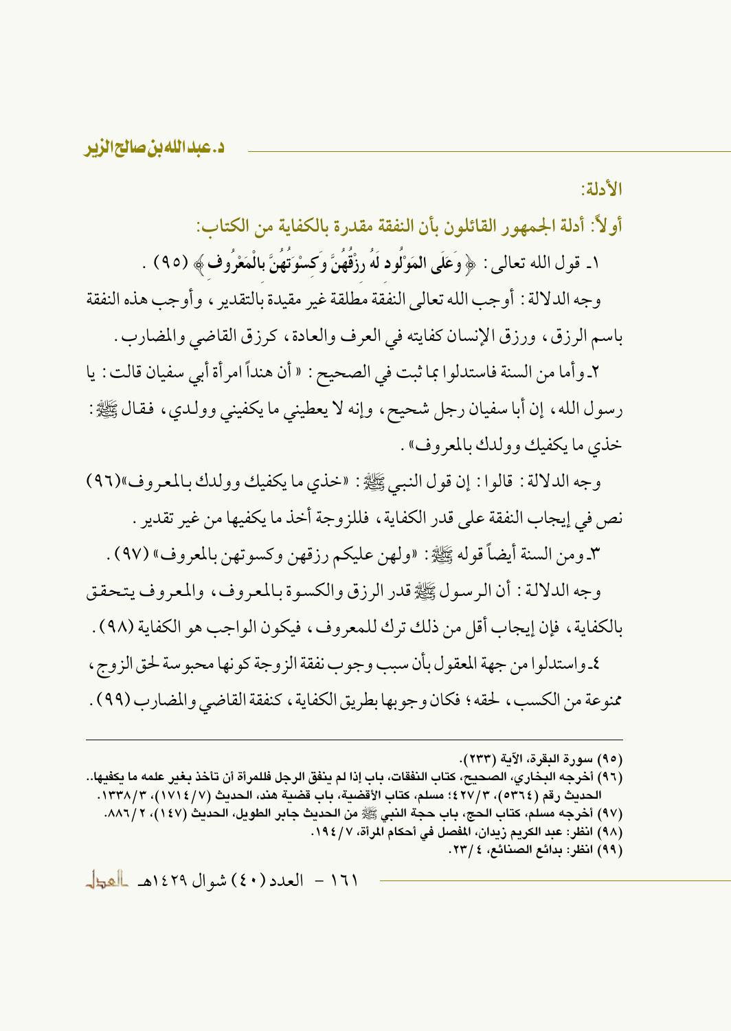الأدلة:

## أولاً: أدلة الجمهور القائلون بأن النفقة مقدرة بالكفاية من الكتاب:

١ـ قول الله تعالى: ﴿ وَعَلَى الْمَوْلُودِ لَهُ رِزْقُهُنَّ وَكِسْوَتُهُنَّ بِالْمَعْرُوفِ ﴾ (٩٥) .

وجه الدلالة: أوجب الله تعالى النفقة مطلقة غير مقيدة بالتقدير، وأوجب هذه النفقة باسم الرزق، ورزق الإنسان كفايته في العرف والعادة، كرزق القاضي والمضارب.

٢ـ وأما من السنة فاستدلوا بما ثبت في الصحيح: «أن هنداً امرأة أبي سفيان قالت: يا رسول الله، إن أبا سفيان رجل شحيح، وإنه لا يعطيني ما يكفيني وولدي، فقال ﷺ: خذي ما يكفيك وولدك بالمعروف».

وجه الدلالة: قالوا: إن قول النبي ﷺ: «خذي ما يكفيك وولدك بالمعروف»(٩٦) نص في إيجاب النفقة على قدر الكفاية، فللزوجة أخذ ما يكفيها من غير تقدير.

٣ـ ومن السنة أيضاً قوله ﷺ: «ولهن عليكم رزقهن وكسوتهن بالمعروف» (٩٧) .

وجه الدلالة: أن الرسول ﷺ قدر الرزق والكسوة بالمعروف، والمعروف يتحقق بالكفاية، فإن إيجاب أقل من ذلك ترك للمعروف، فيكون الواجب هو الكفاية (٩٨) .

٤ـ واستدلوا من جهة المعقول بأن سبب وجوب نفقة الزوجة كونها محبوسة لحق الزوج، ممنوعة من الكسب، لحقه؛ فكان وجوبها بطريق الكفاية، كنفقة القاضي والمضارب (٩٩) .

---

(٩٥) سورة البقرة، الآية (٢٣٣).

(٩٦) أخرجه البخاري، الصحيح، كتاب النفقات، باب إذا لم ينفق الرجل فللمرأة أن تأخذ بغير علمه ما يكفيها.. الحديث رقم (٥٣٦٤)، ٣/٤٢٧؛ مسلم، كتاب الأقضية، باب قضية هند، الحديث (٧/١٧١٤)، ٣/١٣٣٨.

(٩٧) أخرجه مسلم، كتاب الحج، باب حجة النبي ﷺ من الحديث جابر الطويل، الحديث (١٤٧)، ٢/٨٨٦.

(٩٨) انظر: عبد الكريم زيدان، المفصل في أحكام المرأة، ٧/١٩٤.

(٩٩) انظر: بدائع الصنائع، ٤/٢٣.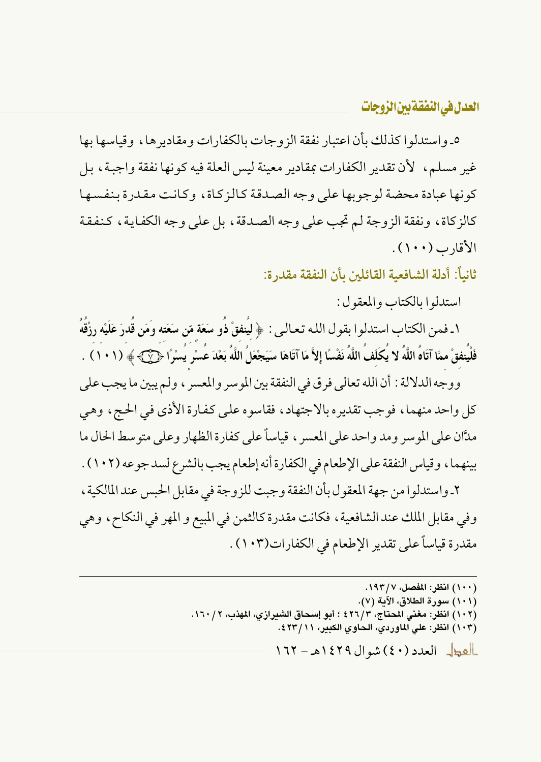٥ـ واستدلوا كذلك بأن اعتبار نفقة الزوجات بالكفارات ومقاديرها، وقياسها بها غير مسلم، لأن تقدير الكفارات بمقادير معينة ليس العلة فيه كونها نفقة واجبة، بل كونها عبادة محضة لوجوبها على وجه الصدقة كالزكاة، وكانت مقدرة بنفسها كالزكاة، ونفقة الزوجة لم تجب على وجه الصدقة، بل على وجه الكفاية، كنفقة الأقارب (١٠٠).

### ثانياً: أدلة الشافعية القائلين بأن النفقة مقدرة:

استدلوا بالكتاب والمعقول:

١ـ فمن الكتاب استدلوا بقول الله تعالى: ﴿ **لِيُنفِقْ ذُو سَعَةٍ مِّن سَعَتِهِ وَمَن قُدِرَ عَلَيْهِ رِزْقُهُ فَلْيُنفِقْ مِمَّا آتَاهُ اللَّهُ لا يُكَلِّفُ اللَّهُ نَفْسًا إِلاَّ مَا آتَاهَا سَيَجْعَلُ اللَّهُ بَعْدَ عُسْرٍ يُسْرًا** (٧) ﴾ (١٠١).

ووجه الدلالة: أن الله تعالى فرق في النفقة بين الموسر والمعسر، ولم يبين ما يجب على كل واحد منهما، فوجب تقديره بالاجتهاد، فقاسوه على كفارة الأذى في الحج، وهي مدَّان على الموسر ومد واحد على المعسر، قياساً على كفارة الظهار وعلى متوسط الحال ما بينهما، وقياس النفقة على الإطعام في الكفارة أنه إطعام يجب بالشرع لسد جوعه (١٠٢).

٢ـ واستدلوا من جهة المعقول بأن النفقة وجبت للزوجة في مقابل الحبس عند المالكية، وفي مقابل الملك عند الشافعية، فكانت مقدرة كالثمن في المبيع و المهر في النكاح، وهي مقدرة قياساً على تقدير الإطعام في الكفارات(١٠٣).

---

(١٠٠) انظر: المفصل، ٧/١٩٣.

(١٠١) سورة الطلاق، الآية (٧).

(١٠٢) انظر: مغني المحتاج، ٣/٤٢٦ ؛ أبو إسحاق الشيرازي، المهذب، ٢/١٦٠.

(١٠٣) انظر: علي الماوردي، الحاوي الكبير، ١١/٤٢٣.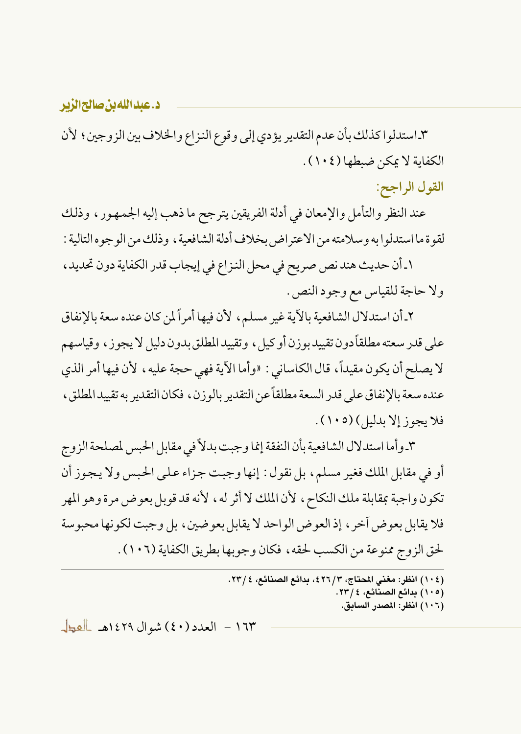٣ـ استدلوا كذلك بأن عدم التقدير يؤدي إلى وقوع النزاع والخلاف بين الزوجين؛ لأن الكفاية لا يمكن ضبطها (١٠٤).

### القول الراجح:

عند النظر والتأمل والإمعان في أدلة الفريقين يترجح ما ذهب إليه الجمهور، وذلك لقوة ما استدلوا به وسلامته من الاعتراض بخلاف أدلة الشافعية، وذلك من الوجوه التالية:

١ـ أن حديث هند نص صريح في محل النزاع في إيجاب قدر الكفاية دون تحديد، ولا حاجة للقياس مع وجود النص.

٢ـ أن استدلال الشافعية بالآية غير مسلم، لأن فيها أمراً لمن كان عنده سعة بالإنفاق على قدر سعته مطلقاً دون تقييد بوزن أو كيل، وتقييد المطلق بدون دليل لا يجوز، وقياسهم لا يصلح أن يكون مقيداً، قال الكاساني: «وأما الآية فهي حجة عليه، لأن فيها أمر الذي عنده سعة بالإنفاق على قدر السعة مطلقاً عن التقدير بالوزن، فكان التقدير به تقييد المطلق، فلا يجوز إلا بدليل) (١٠٥).

٣ـ وأما استدلال الشافعية بأن النفقة إنما وجبت بدلاً في مقابل الحبس لمصلحة الزوج أو في مقابل الملك فغير مسلم، بل نقول: إنها وجبت جزاء على الحبس ولا يجوز أن تكون واجبة بمقابلة ملك النكاح، لأن الملك لا أثر له، لأنه قد قوبل بعوض مرة وهو المهر فلا يقابل بعوض آخر، إذ العوض الواحد لا يقابل بعوضين، بل وجبت لكونها محبوسة لحق الزوج ممنوعة من الكسب لحقه، فكان وجوبها بطريق الكفاية (١٠٦).

---

(١٠٤) انظر: مغني المحتاج، ٣/٤٢٦، بدائع الصنائع، ٤/٢٣.

(١٠٥) بدائع الصنائع، ٤/٢٣.

(١٠٦) انظر: المصدر السابق.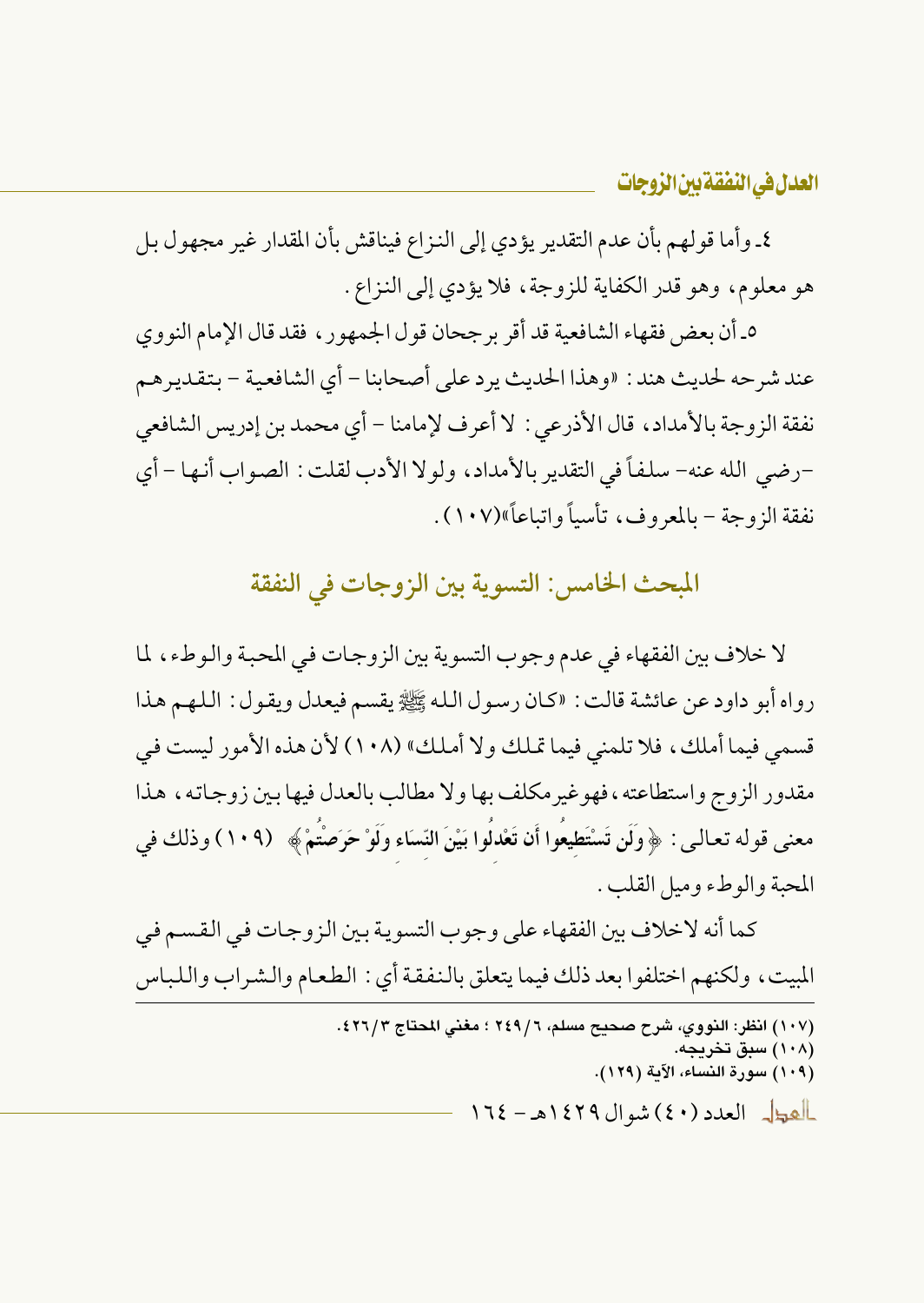٤ـ وأما قولهم بأن عدم التقدير يؤدي إلى النزاع فيناقش بأن المقدار غير مجهول بل هو معلوم، وهو قدر الكفاية للزوجة، فلا يؤدي إلى النزاع .

٥ـ أن بعض فقهاء الشافعية قد أقر برجحان قول الجمهور، فقد قال الإمام النووي عند شرحه لحديث هند: «وهذا الحديث يرد على أصحابنا – أي الشافعية – بتقديرهم نفقة الزوجة بالأمداد، قال الأذرعي: لا أعرف لإمامنا – أي محمد بن إدريس الشافعي –رضي الله عنه– سلفاً في التقدير بالأمداد، ولولا الأدب لقلت: الصواب أنها – أي نفقة الزوجة – بالمعروف، تأسياً واتباعاً»(١٠٧) .

## المبحث الخامس: التسوية بين الزوجات في النفقة

لا خلاف بين الفقهاء في عدم وجوب التسوية بين الزوجات في المحبة والوطء، لما رواه أبو داود عن عائشة قالت: «كان رسول الله ﷺ يقسم فيعدل ويقول: اللهم هذا قسمي فيما أملك، فلا تلمني فيما تملك ولا أملك» (١٠٨) لأن هذه الأمور ليست في مقدور الزوج واستطاعته، فهو غير مكلف بها ولا مطالب بالعدل فيها بين زوجاته، هذا معنى قوله تعالى: ﴿ وَلَن تَسْتَطِيعُوا أَن تَعْدِلُوا بَيْنَ النِّسَاءِ وَلَوْ حَرَصْتُمْ ﴾ (١٠٩) وذلك في المحبة والوطء وميل القلب .

كما أنه لا خلاف بين الفقهاء على وجوب التسوية بين الزوجات في القسم في المبيت، ولكنهم اختلفوا بعد ذلك فيما يتعلق بالنفقة أي: الطعام والشراب واللباس

---

(١٠٧) انظر: النووي، شرح صحيح مسلم، ٦/٢٤٩ ؛ مغني المحتاج ٣/٤٢٦.

(١٠٨) سبق تخريجه.

(١٠٩) سورة النساء، الآية (١٢٩).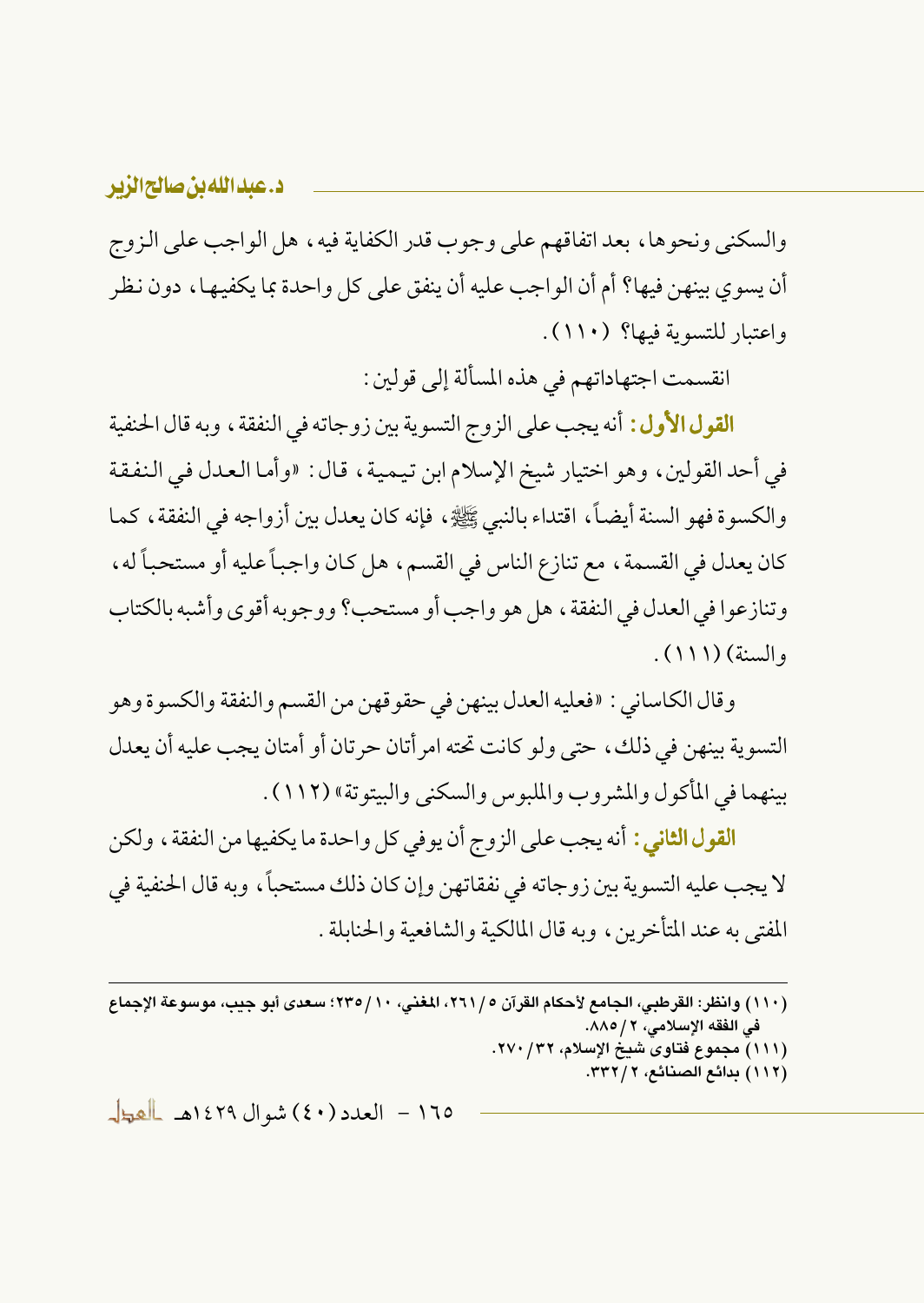والسكنى ونحوها، بعد اتفاقهم على وجوب قدر الكفاية فيه، هل الواجب على الزوج أن يسوي بينهن فيها؟ أم أن الواجب عليه أن ينفق على كل واحدة بما يكفيها، دون نظر واعتبار للتسوية فيها؟ (١١٠).

انقسمت اجتهاداتهم في هذه المسألة إلى قولين:

**القول الأول:** أنه يجب على الزوج التسوية بين زوجاته في النفقة، وبه قال الحنفية في أحد القولين، وهو اختيار شيخ الإسلام ابن تيمية، قال: «وأما العدل في النفقة والكسوة فهو السنة أيضاً، اقتداء بالنبي ﷺ، فإنه كان يعدل بين أزواجه في النفقة، كما كان يعدل في القسمة، مع تنازع الناس في القسم، هل كان واجباً عليه أو مستحباً له، وتنازعوا في العدل في النفقة، هل هو واجب أو مستحب؟ ووجوبه أقوى وأشبه بالكتاب والسنة» (١١١).

وقال الكاساني: «فعليه العدل بينهن في حقوقهن من القسم والنفقة والكسوة وهو التسوية بينهن في ذلك، حتى ولو كانت تحته امرأتان حرتان أو أمتان يجب عليه أن يعدل بينهما في المأكول والمشروب والملبوس والسكنى والبيتوتة» (١١٢).

**القول الثاني:** أنه يجب على الزوج أن يوفي كل واحدة ما يكفيها من النفقة، ولكن لا يجب عليه التسوية بين زوجاته في نفقاتهن وإن كان ذلك مستحباً، وبه قال الحنفية في المفتى به عند المتأخرين، وبه قال المالكية والشافعية والحنابلة.

---

(١١٠) وانظر: القرطبي، الجامع لأحكام القرآن ٥/٢٦١، المغني، ١٠/٢٣٥؛ سعدى أبو جيب، موسوعة الإجماع في الفقه الإسلامي، ٢/٨٨٥.

(١١١) مجموع فتاوى شيخ الإسلام، ٣٢/٢٧٠.

(١١٢) بدائع الصنائع، ٢/٣٣٢.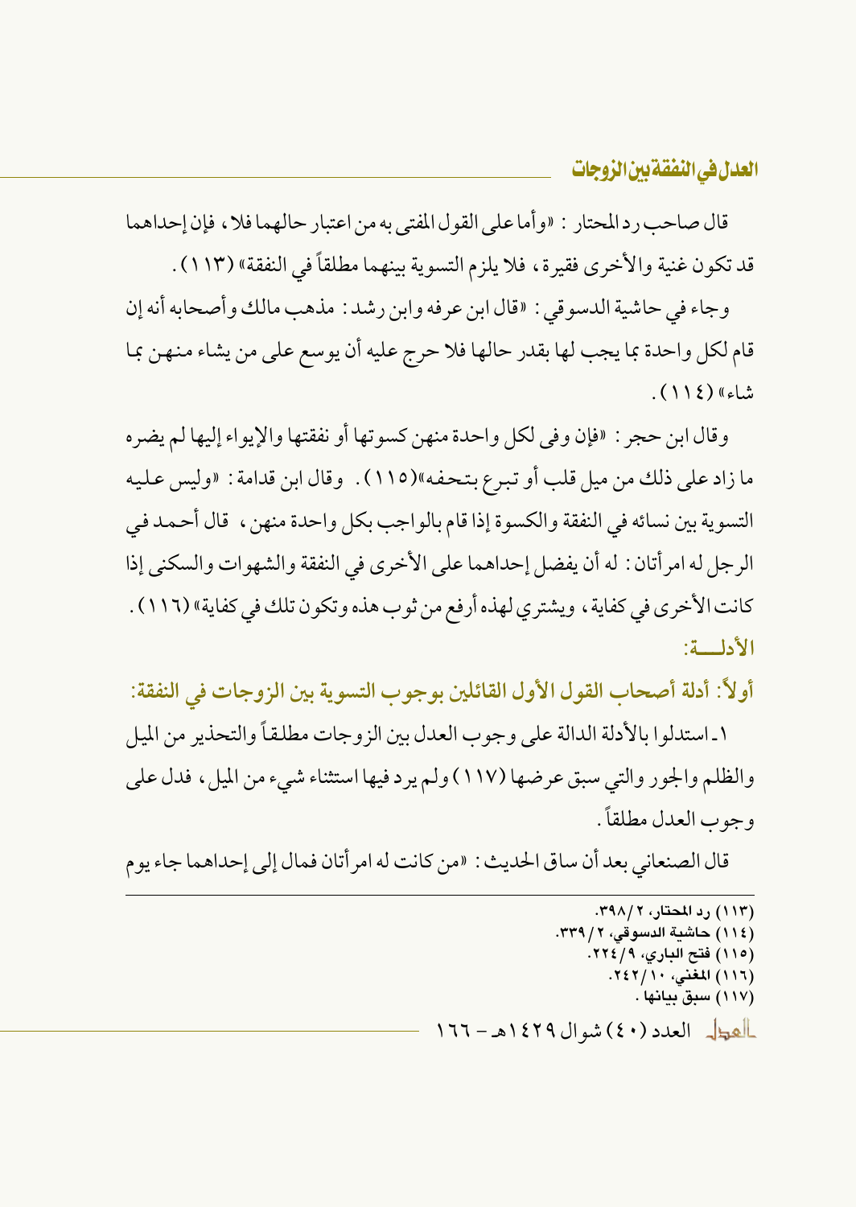قال صاحب رد المحتار: «وأما على القول المفتى به من اعتبار حالهما فلا، فإن إحداهما قد تكون غنية والأخرى فقيرة، فلا يلزم التسوية بينهما مطلقاً في النفقة» (١١٣).

وجاء في حاشية الدسوقي: «قال ابن عرفه وابن رشد: مذهب مالك وأصحابه أنه إن قام لكل واحدة بما يجب لها بقدر حالها فلا حرج عليه أن يوسع على من يشاء منهن بما شاء» (١١٤).

وقال ابن حجر: «فإن وفى لكل واحدة منهن كسوتها أو نفقتها والإيواء إليها لم يضره ما زاد على ذلك من ميل قلب أو تبرع بتحفه» (١١٥). وقال ابن قدامة: «وليس عليه التسوية بين نسائه في النفقة والكسوة إذا قام بالواجب بكل واحدة منهن، قال أحمد في الرجل له امرأتان: له أن يفضل إحداهما على الأخرى في النفقة والشهوات والسكنى إذا كانت الأخرى في كفاية، ويشتري لهذه أرفع من ثوب هذه وتكون تلك في كفاية» (١١٦).

### الأدلـــة:

### أولاً: أدلة أصحاب القول الأول القائلين بوجوب التسوية بين الزوجات في النفقة:

١ـ استدلوا بالأدلة الدالة على وجوب العدل بين الزوجات مطلقاً والتحذير من الميل والظلم والجور والتي سبق عرضها (١١٧) ولم يرد فيها استثناء شيء من الميل، فدل على وجوب العدل مطلقاً.

قال الصنعاني بعد أن ساق الحديث: «من كانت له امرأتان فمال إلى إحداهما جاء يوم

---

(١١٣) رد المحتار، ٢/ ٣٩٨.
(١١٤) حاشية الدسوقي، ٢/ ٣٣٩.
(١١٥) فتح الباري، ٩/ ٢٢٤.
(١١٦) المغني، ١٠/ ٢٤٢.
(١١٧) سبق بيانها.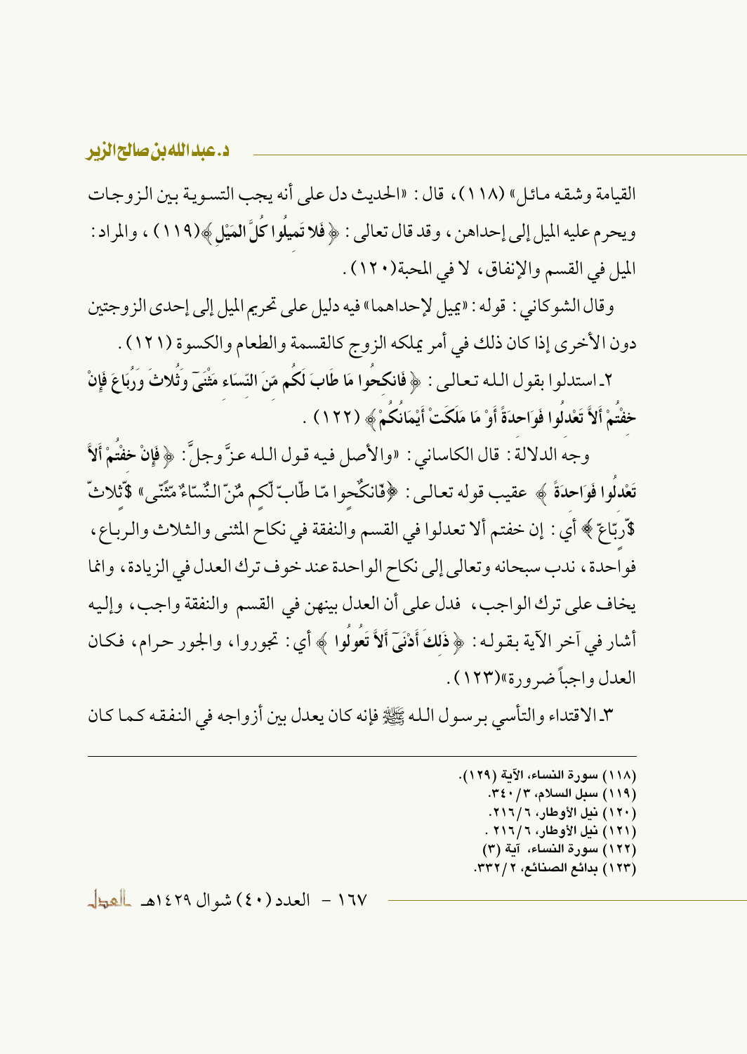القيامة وشقه مائل» (١١٨)، قال: «الحديث دل على أنه يجب التسوية بين الزوجات ويحرم عليه الميل إلى إحداهن، وقد قال تعالى: ﴿فلا تميلوا كلَّ الميْل﴾(١١٩)، والمراد: الميل في القسم والإنفاق، لا في المحبة(١٢٠).

وقال الشوكاني: قوله: «يميل لإحداهما» فيه دليل على تحريم الميل إلى إحدى الزوجتين دون الأخرى إذا كان ذلك في أمر يملكه الزوج كالقسمة والطعام والكسوة (١٢١).

٢ـ استدلوا بقول الله تعالى: ﴿فانكحُوا مَا طَابَ لَكُم مِّنَ النِّسَاءِ مَثْنَى وَثُلاثَ وَرُبَاعَ فَإِنْ خِفْتُمْ أَلاَّ تَعْدِلُوا فَوَاحِدَةً أَوْ مَا مَلَكَتْ أَيْمَانُكُمْ﴾ (١٢٢).

وجه الدلالة: قال الكاساني: «والأصل فيه قول الله عزَّ وجلَّ: ﴿فَإِنْ خِفْتُمْ أَلاَّ تَعْدِلُوا فَوَاحِدَةً﴾ عقيب قوله تعالى: ﴿فَانكِحُوا مَا طَابَ لَكُم مِّنَ النِّسَاءِ مَثْنَى» وَثُلاثَ وَرُبَاعَ﴾ أي: إن خفتم ألا تعدلوا في القسم والنفقة في نكاح المثنى والثلاث والرباع، فواحدة، ندب سبحانه وتعالى إلى نكاح الواحدة عند خوف ترك العدل في الزيادة، وانما يخاف على ترك الواجب، فدل على أن العدل بينهن في القسم والنفقة واجب، وإليه أشار في آخر الآية بقوله: ﴿ذَلِكَ أَدْنَى أَلاَّ تَعُولُوا﴾ أي: تجوروا، والجور حرام، فكان العدل واجباً ضرورة»(١٢٣).

٣ـ الاقتداء والتأسي برسول الله ﷺ فإنه كان يعدل بين أزواجه في النفقه كما كان

---

(١١٨) سورة النساء، الآية (١٢٩).
(١١٩) سبل السلام، ٣/٣٤٠.
(١٢٠) نيل الأوطار، ٦/٢١٦.
(١٢١) نيل الأوطار، ٦/٢١٦ .
(١٢٢) سورة النساء، آية (٣)
(١٢٣) بدائع الصنائع، ٢/٣٣٢.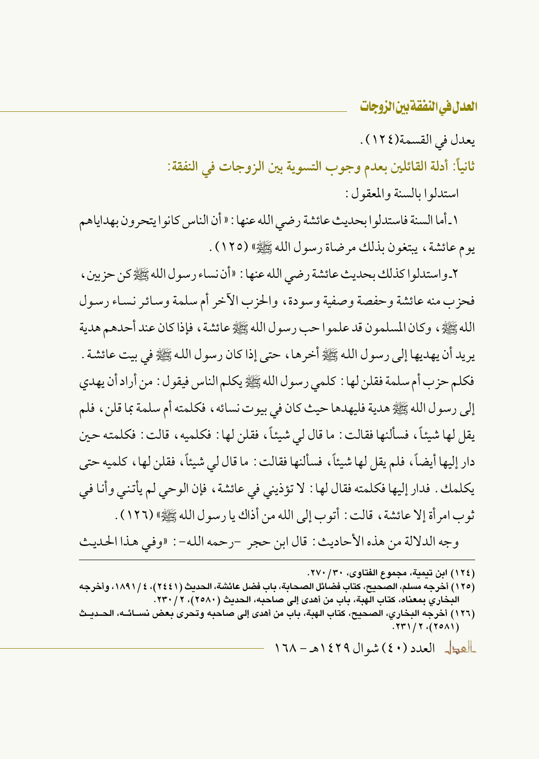يعدل في القسمة(١٢٤).

## ثانياً: أدلة القائلين بعدم وجوب التسوية بين الزوجات في النفقة:

استدلوا بالسنة والمعقول:

١ـ أما السنة فاستدلوا بحديث عائشة رضي الله عنها: «أن الناس كانوا يتحرون بهداياهم يوم عائشة، يبتغون بذلك مرضاة رسول الله ﷺ» (١٢٥).

٢ـ واستدلوا كذلك بحديث عائشة رضي الله عنها: «أن نساء رسول الله ﷺ كن حزبين، فحزب منه عائشة وحفصة وصفية وسودة، والحزب الآخر أم سلمة وسائر نساء رسول الله ﷺ، وكان المسلمون قد علموا حب رسول الله ﷺ عائشة، فإذا كان عند أحدهم هدية يريد أن يهديها إلى رسول الله ﷺ أخرها، حتى إذا كان رسول الله ﷺ في بيت عائشة. فكلم حزب أم سلمة فقلن لها: كلمي رسول الله ﷺ يكلم الناس فيقول: من أراد أن يهدي إلى رسول الله ﷺ هدية فليهدها حيث كان في بيوت نسائه، فكلمته أم سلمة بما قلن، فلم يقل لها شيئاً، فسألنها فقالت: ما قال لي شيئاً، فقلن لها: فكلميه، قالت: فكلمته حين دار إليها أيضاً، فلم يقل لها شيئاً، فسألنها فقالت: ما قال لي شيئاً، فقلن لها، كلميه حتى يكلمك. فدار إليها فكلمته فقال لها: لا تؤذيني في عائشة، فإن الوحي لم يأتني وأنا في ثوب امرأة إلا عائشة، قالت: أتوب إلى الله من أذاك يا رسول الله ﷺ» (١٢٦).

وجه الدلالة من هذه الأحاديث: قال ابن حجر -رحمه الله-: «وفي هذا الحديث

---

(١٢٤) ابن تيمية، مجموع الفتاوى، ٣٠/ ٢٧٠.

(١٢٥) أخرجه مسلم، الصحيح، كتاب فضائل الصحابة، باب فضل عائشة، الحديث (٢٤٤١)، ٤/ ١٨٩١، وأخرجه البخاري بمعناه، كتاب الهبة، باب من أهدى إلى صاحبه، الحديث (٢٥٨٠)، ٢/ ٢٣٠.

(١٢٦) أخرجه البخاري، الصحيح، كتاب الهبة، باب من أهدى إلى صاحبه وتحرى بعض نسائه، الحديث (٢٥٨١)، ٢/ ٢٣١.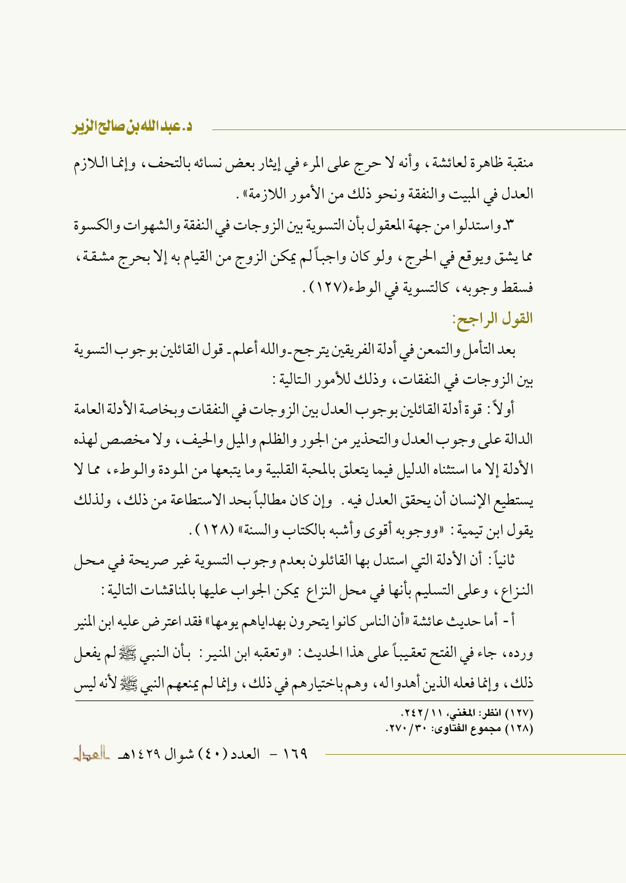منقبة ظاهرة لعائشة، وأنه لا حرج على المرء في إيثار بعض نسائه بالتحف، وإنما اللازم العدل في المبيت والنفقة ونحو ذلك من الأمور اللازمة».

٣ـ واستدلوا من جهة المعقول بأن التسوية بين الزوجات في النفقة والشهوات والكسوة مما يشق ويوقع في الحرج، ولو كان واجباً لم يمكن الزوج من القيام به إلا بحرج مشقة، فسقط وجوبه، كالتسوية في الوطء(١٢٧).

### القول الراجح:

بعد التأمل والتمعن في أدلة الفريقين يترجح ـ والله أعلم ـ قول القائلين بوجوب التسوية بين الزوجات في النفقات، وذلك للأمور التالية:

أولاً: قوة أدلة القائلين بوجوب العدل بين الزوجات في النفقات وبخاصة الأدلة العامة الدالة على وجوب العدل والتحذير من الجور والظلم والميل والحيف، ولا مخصص لهذه الأدلة إلا ما استثناه الدليل فيما يتعلق بالمحبة القلبية وما يتبعها من المودة والوطء، مما لا يستطيع الإنسان أن يحقق العدل فيه. وإن كان مطالباً بحد الاستطاعة من ذلك، ولذلك يقول ابن تيمية: «ووجوبه أقوى وأشبه بالكتاب والسنة» (١٢٨).

ثانياً: أن الأدلة التي استدل بها القائلون بعدم وجوب التسوية غير صريحة في محل النزاع، وعلى التسليم بأنها في محل النزاع يمكن الجواب عليها بالمناقشات التالية:

أ- أما حديث عائشة «أن الناس كانوا يتحرون بهداياهم يومها» فقد اعترض عليه ابن المنير ورده، جاء في الفتح تعقيباً على هذا الحديث: «وتعقبه ابن المنير: بأن النبي ﷺ لم يفعل ذلك، وإنما فعله الذين أهدوا له، وهم باختيارهم في ذلك، وإنما لم يمنعهم النبي ﷺ لأنه ليس

---

(١٢٧) انظر: المغني، ١١/٢٤٢.

(١٢٨) مجموع الفتاوى: ٣٠/٢٧٠.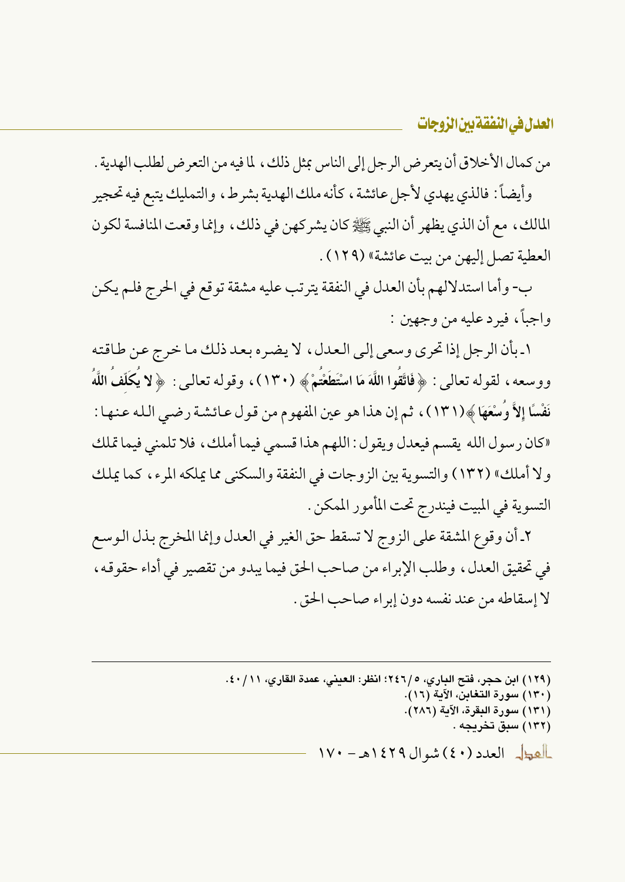من كمال الأخلاق أن يتعرض الرجل إلى الناس بمثل ذلك، لما فيه من التعرض لطلب الهدية.

وأيضاً: فالذي يهدي لأجل عائشة، كأنه ملك الهدية بشرط، والتمليك يتبع فيه تحجير المالك، مع أن الذي يظهر أن النبي ﷺ كان يشركهن في ذلك، وإنما وقعت المنافسة لكون العطية تصل إليهن من بيت عائشة» (١٢٩).

ب- وأما استدلالهم بأن العدل في النفقة يترتب عليه مشقة توقع في الحرج فلم يكن واجباً، فيرد عليه من وجهين:

١ـ بأن الرجل إذا تحرى وسعى إلى العدل، لا يضره بعد ذلك ما خرج عن طاقته ووسعه، لقوله تعالى: ﴿ **فَاتَّقُوا اللَّهَ مَا اسْتَطَعْتُمْ** ﴾ (١٣٠)، وقوله تعالى: ﴿ **لا يُكَلِّفُ اللَّهُ نَفْسًا إِلاَّ وُسْعَهَا** ﴾(١٣١)، ثم إن هذا هو عين المفهوم من قول عائشة رضي الله عنها: «كان رسول الله يقسم فيعدل ويقول: اللهم هذا قسمي فيما أملك، فلا تلمني فيما تملك ولا أملك» (١٣٢) والتسوية بين الزوجات في النفقة والسكنى مما يملكه المرء، كما يملك التسوية في المبيت فيندرج تحت المأمور الممكن.

٢ـ أن وقوع المشقة على الزوج لا تسقط حق الغير في العدل وإنما المخرج بذل الوسع في تحقيق العدل، وطلب الإبراء من صاحب الحق فيما يبدو من تقصير في أداء حقوقه، لا إسقاطه من عند نفسه دون إبراء صاحب الحق.

---

(١٢٩) ابن حجر، فتح الباري، ٥/٢٤٦؛ انظر: العيني، عمدة القاري، ١١/٤٠.
(١٣٠) سورة التغابن، الآية (١٦).
(١٣١) سورة البقرة، الآية (٢٨٦).
(١٣٢) سبق تخريجه.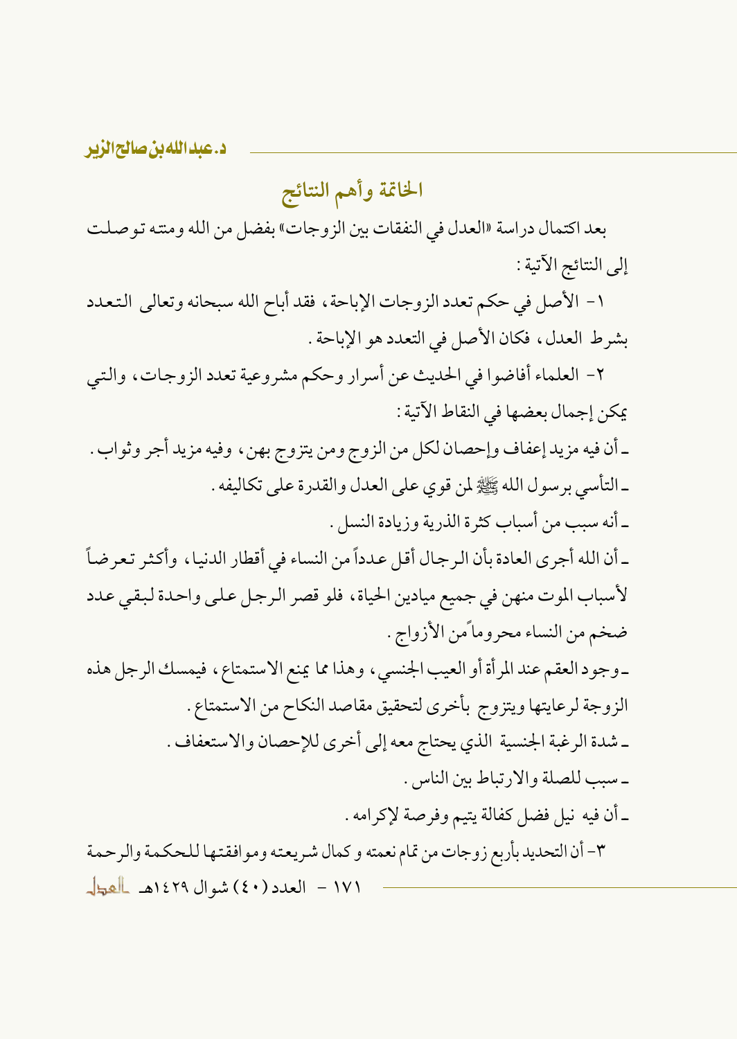## الخاتمة وأهم النتائج

بعد اكتمال دراسة «العدل في النفقات بين الزوجات» بفضل من الله ومنته توصلت إلى النتائج الآتية:

١- الأصل في حكم تعدد الزوجات الإباحة، فقد أباح الله سبحانه وتعالى التعدد بشرط العدل، فكان الأصل في التعدد هو الإباحة.

٢- العلماء أفاضوا في الحديث عن أسرار وحكم مشروعية تعدد الزوجات، والتي يمكن إجمال بعضها في النقاط الآتية:

- أن فيه مزيد إعفاف وإحصان لكل من الزوج ومن يتزوج بهن، وفيه مزيد أجر وثواب.
- التأسي برسول الله ﷺ لمن قوي على العدل والقدرة على تكاليفه.
- أنه سبب من أسباب كثرة الذرية وزيادة النسل.
- أن الله أجرى العادة بأن الرجال أقل عدداً من النساء في أقطار الدنيا، وأكثر تعرضاً لأسباب الموت منهن في جميع ميادين الحياة، فلو قصر الرجل على واحدة لبقي عدد ضخم من النساء محروماً من الأزواج.
- وجود العقم عند المرأة أو العيب الجنسي، وهذا مما يمنع الاستمتاع، فيمسك الرجل هذه الزوجة لرعايتها ويتزوج بأخرى لتحقيق مقاصد النكاح من الاستمتاع.
- شدة الرغبة الجنسية الذي يحتاج معه إلى أخرى للإحصان والاستعفاف.
- سبب للصلة والارتباط بين الناس.
- أن فيه نيل فضل كفالة يتيم وفرصة لإكرامه.

٣- أن التحديد بأربع زوجات من تمام نعمته و كمال شريعته وموافقتها للحكمة والرحمة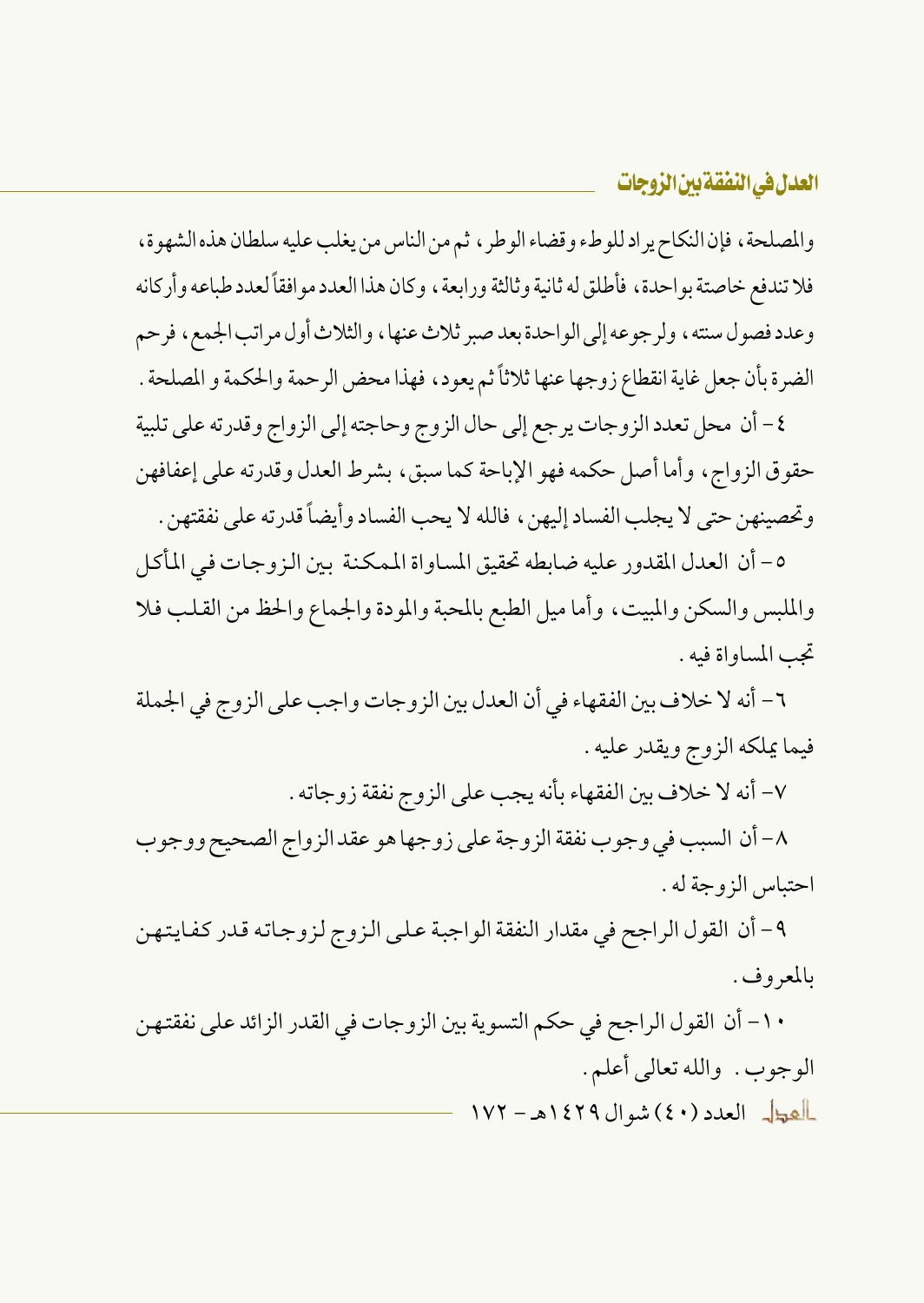والمصلحة، فإن النكاح يراد للوطء وقضاء الوطر، ثم من الناس من يغلب عليه سلطان هذه الشهوة، فلا تندفع خاصته بواحدة، فأطلق له ثانية وثالثة ورابعة، وكان هذا العدد موافقاً لعدد طباعه وأركانه وعدد فصول سنته، ولرجوعه إلى الواحدة بعد صبر ثلاث عنها، والثلاث أول مراتب الجمع، فرحم الضرة بأن جعل غاية انقطاع زوجها عنها ثلاثاً ثم يعود، فهذا محض الرحمة والحكمة و المصلحة.

٤- أن محل تعدد الزوجات يرجع إلى حال الزوج وحاجته إلى الزواج وقدرته على تلبية حقوق الزواج، وأما أصل حكمه فهو الإباحة كما سبق، بشرط العدل وقدرته على إعفافهن وتحصينهن حتى لا يجلب الفساد إليهن، فالله لا يحب الفساد وأيضاً قدرته على نفقتهن.

٥- أن العدل المقدور عليه ضابطه تحقيق المساواة الممكنة بين الزوجات في المأكل والملبس والسكن والمبيت، وأما ميل الطبع بالمحبة والمودة والجماع والحظ من القلب فلا تجب المساواة فيه.

٦- أنه لا خلاف بين الفقهاء في أن العدل بين الزوجات واجب على الزوج في الجملة فيما يملكه الزوج ويقدر عليه.

٧- أنه لا خلاف بين الفقهاء بأنه يجب على الزوج نفقة زوجاته.

٨- أن السبب في وجوب نفقة الزوجة على زوجها هو عقد الزواج الصحيح ووجوب احتباس الزوجة له.

٩- أن القول الراجح في مقدار النفقة الواجبة على الزوج لزوجاته قدر كفايتهن بالمعروف.

١٠- أن القول الراجح في حكم التسوية بين الزوجات في القدر الزائد على نفقتهن الوجوب. والله تعالى أعلم.